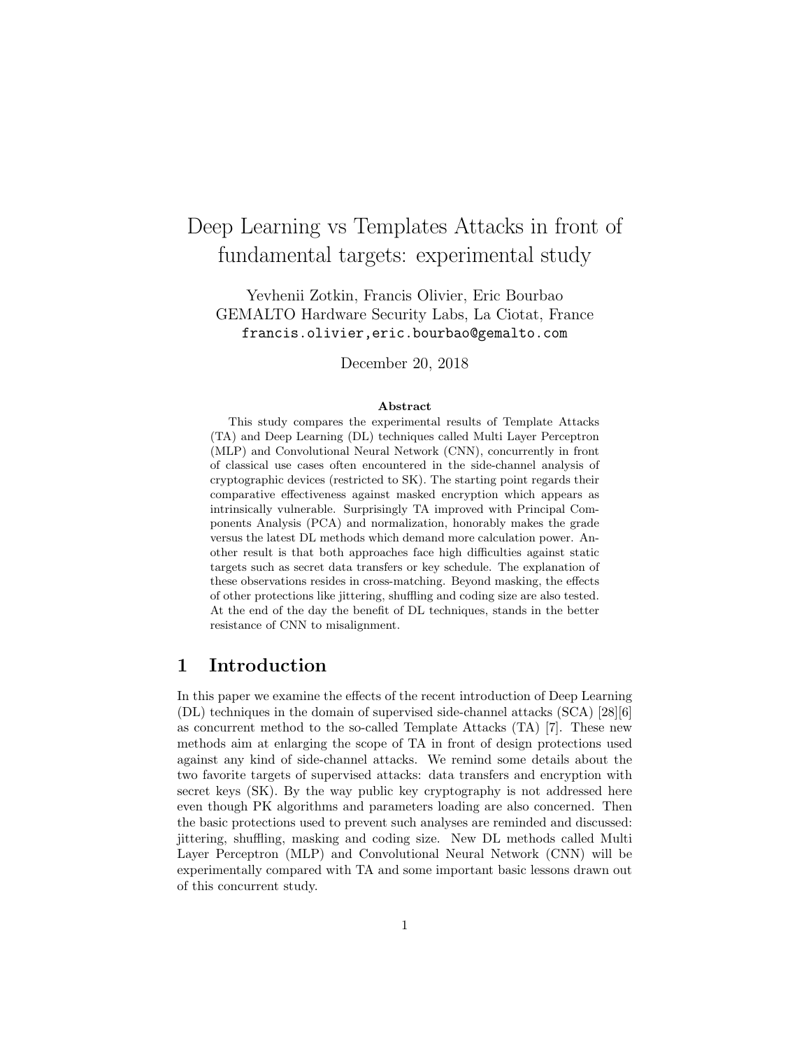# Deep Learning vs Templates Attacks in front of fundamental targets: experimental study

Yevhenii Zotkin, Francis Olivier, Eric Bourbao
GEMALTO Hardware Security Labs, La Ciotat, France
`francis.olivier,eric.bourbao@gemalto.com`

December 20, 2018

**Abstract**

This study compares the experimental results of Template Attacks (TA) and Deep Learning (DL) techniques called Multi Layer Perceptron (MLP) and Convolutional Neural Network (CNN), concurrently in front of classical use cases often encountered in the side-channel analysis of cryptographic devices (restricted to SK). The starting point regards their comparative effectiveness against masked encryption which appears as intrinsically vulnerable. Surprisingly TA improved with Principal Components Analysis (PCA) and normalization, honorably makes the grade versus the latest DL methods which demand more calculation power. Another result is that both approaches face high difficulties against static targets such as secret data transfers or key schedule. The explanation of these observations resides in cross-matching. Beyond masking, the effects of other protections like jittering, shuffling and coding size are also tested. At the end of the day the benefit of DL techniques, stands in the better resistance of CNN to misalignment.

## 1 Introduction

In this paper we examine the effects of the recent introduction of Deep Learning (DL) techniques in the domain of supervised side-channel attacks (SCA) [28][6] as concurrent method to the so-called Template Attacks (TA) [7]. These new methods aim at enlarging the scope of TA in front of design protections used against any kind of side-channel attacks. We remind some details about the two favorite targets of supervised attacks: data transfers and encryption with secret keys (SK). By the way public key cryptography is not addressed here even though PK algorithms and parameters loading are also concerned. Then the basic protections used to prevent such analyses are reminded and discussed: jittering, shuffling, masking and coding size. New DL methods called Multi Layer Perceptron (MLP) and Convolutional Neural Network (CNN) will be experimentally compared with TA and some important basic lessons drawn out of this concurrent study.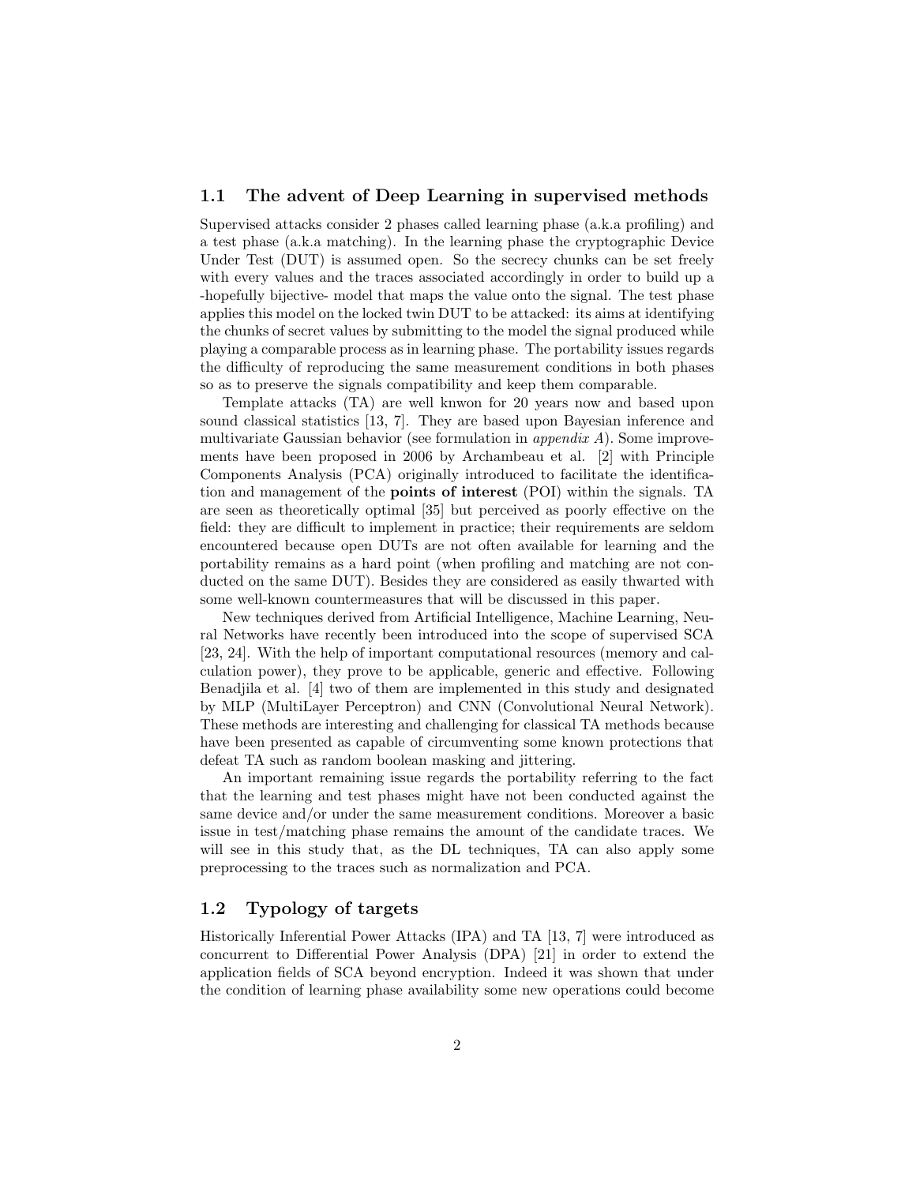## 1.1 The advent of Deep Learning in supervised methods

Supervised attacks consider 2 phases called learning phase (a.k.a profiling) and a test phase (a.k.a matching). In the learning phase the cryptographic Device Under Test (DUT) is assumed open. So the secrecy chunks can be set freely with every values and the traces associated accordingly in order to build up a -hopefully bijective- model that maps the value onto the signal. The test phase applies this model on the locked twin DUT to be attacked: its aims at identifying the chunks of secret values by submitting to the model the signal produced while playing a comparable process as in learning phase. The portability issues regards the difficulty of reproducing the same measurement conditions in both phases so as to preserve the signals compatibility and keep them comparable.

Template attacks (TA) are well knwon for 20 years now and based upon sound classical statistics [13, 7]. They are based upon Bayesian inference and multivariate Gaussian behavior (see formulation in *appendix A*). Some improvements have been proposed in 2006 by Archambeau et al. [2] with Principle Components Analysis (PCA) originally introduced to facilitate the identification and management of the **points of interest** (POI) within the signals. TA are seen as theoretically optimal [35] but perceived as poorly effective on the field: they are difficult to implement in practice; their requirements are seldom encountered because open DUTs are not often available for learning and the portability remains as a hard point (when profiling and matching are not conducted on the same DUT). Besides they are considered as easily thwarted with some well-known countermeasures that will be discussed in this paper.

New techniques derived from Artificial Intelligence, Machine Learning, Neural Networks have recently been introduced into the scope of supervised SCA [23, 24]. With the help of important computational resources (memory and calculation power), they prove to be applicable, generic and effective. Following Benadjila et al. [4] two of them are implemented in this study and designated by MLP (MultiLayer Perceptron) and CNN (Convolutional Neural Network). These methods are interesting and challenging for classical TA methods because have been presented as capable of circumventing some known protections that defeat TA such as random boolean masking and jittering.

An important remaining issue regards the portability referring to the fact that the learning and test phases might have not been conducted against the same device and/or under the same measurement conditions. Moreover a basic issue in test/matching phase remains the amount of the candidate traces. We will see in this study that, as the DL techniques, TA can also apply some preprocessing to the traces such as normalization and PCA.

## 1.2 Typology of targets

Historically Inferential Power Attacks (IPA) and TA [13, 7] were introduced as concurrent to Differential Power Analysis (DPA) [21] in order to extend the application fields of SCA beyond encryption. Indeed it was shown that under the condition of learning phase availability some new operations could become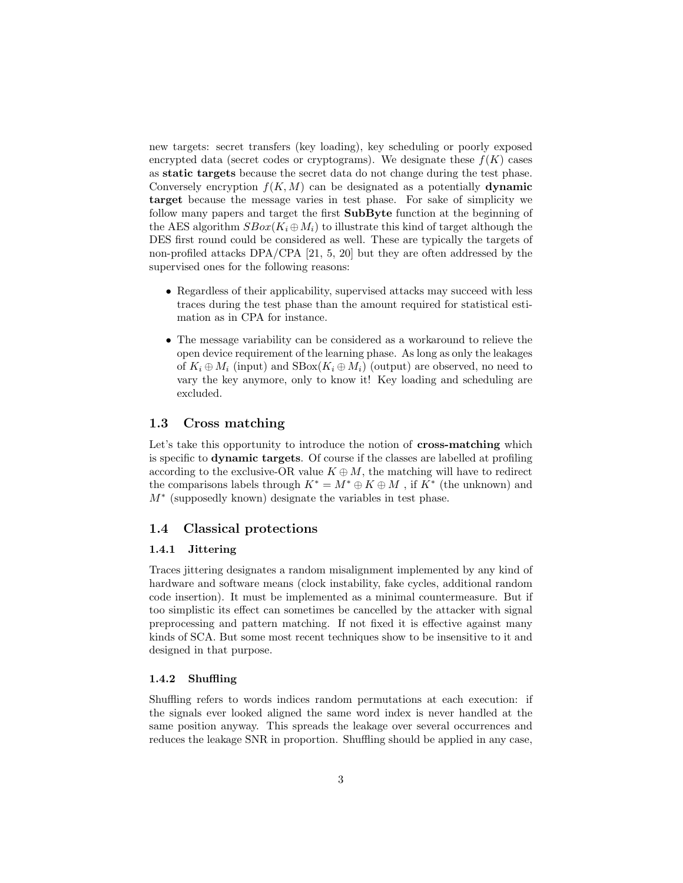new targets: secret transfers (key loading), key scheduling or poorly exposed encrypted data (secret codes or cryptograms). We designate these $f(K)$ cases as **static targets** because the secret data do not change during the test phase. Conversely encryption $f(K, M)$ can be designated as a potentially **dynamic target** because the message varies in test phase. For sake of simplicity we follow many papers and target the first **SubByte** function at the beginning of the AES algorithm $SBox(K_i \oplus M_i)$ to illustrate this kind of target although the DES first round could be considered as well. These are typically the targets of non-profiled attacks DPA/CPA [21, 5, 20] but they are often addressed by the supervised ones for the following reasons:

- Regardless of their applicability, supervised attacks may succeed with less traces during the test phase than the amount required for statistical estimation as in CPA for instance.
- The message variability can be considered as a workaround to relieve the open device requirement of the learning phase. As long as only the leakages of $K_i \oplus M_i$ (input) and $\text{SBox}(K_i \oplus M_i)$ (output) are observed, no need to vary the key anymore, only to know it! Key loading and scheduling are excluded.

## 1.3 Cross matching

Let's take this opportunity to introduce the notion of **cross-matching** which is specific to **dynamic targets**. Of course if the classes are labelled at profiling according to the exclusive-OR value $K \oplus M$, the matching will have to redirect the comparisons labels through $K^* = M^* \oplus K \oplus M$ , if $K^*$ (the unknown) and $M^*$ (supposedly known) designate the variables in test phase.

## 1.4 Classical protections

### 1.4.1 Jittering

Traces jittering designates a random misalignment implemented by any kind of hardware and software means (clock instability, fake cycles, additional random code insertion). It must be implemented as a minimal countermeasure. But if too simplistic its effect can sometimes be cancelled by the attacker with signal preprocessing and pattern matching. If not fixed it is effective against many kinds of SCA. But some most recent techniques show to be insensitive to it and designed in that purpose.

### 1.4.2 Shuffling

Shuffling refers to words indices random permutations at each execution: if the signals ever looked aligned the same word index is never handled at the same position anyway. This spreads the leakage over several occurrences and reduces the leakage SNR in proportion. Shuffling should be applied in any case,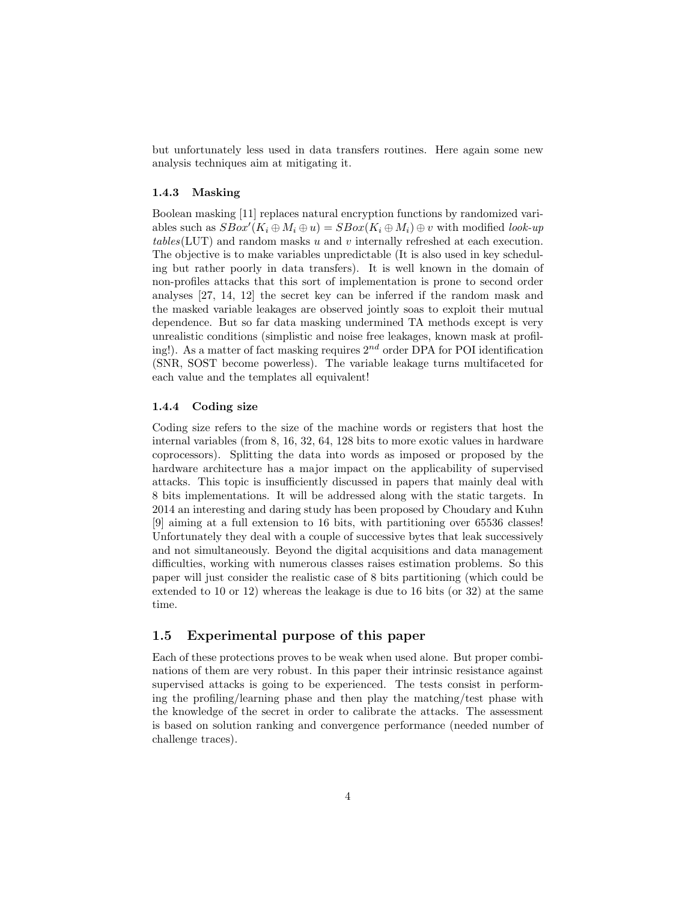but unfortunately less used in data transfers routines. Here again some new analysis techniques aim at mitigating it.

### 1.4.3 Masking

Boolean masking [11] replaces natural encryption functions by randomized variables such as $SBox'(K_i \oplus M_i \oplus u) = SBox(K_i \oplus M_i) \oplus v$ with modified *look-up tables*(LUT) and random masks $u$ and $v$ internally refreshed at each execution. The objective is to make variables unpredictable (It is also used in key scheduling but rather poorly in data transfers). It is well known in the domain of non-profiles attacks that this sort of implementation is prone to second order analyses [27, 14, 12] the secret key can be inferred if the random mask and the masked variable leakages are observed jointly soas to exploit their mutual dependence. But so far data masking undermined TA methods except is very unrealistic conditions (simplistic and noise free leakages, known mask at profiling!). As a matter of fact masking requires $2^{nd}$ order DPA for POI identification (SNR, SOST become powerless). The variable leakage turns multifaceted for each value and the templates all equivalent!

### 1.4.4 Coding size

Coding size refers to the size of the machine words or registers that host the internal variables (from 8, 16, 32, 64, 128 bits to more exotic values in hardware coprocessors). Splitting the data into words as imposed or proposed by the hardware architecture has a major impact on the applicability of supervised attacks. This topic is insufficiently discussed in papers that mainly deal with 8 bits implementations. It will be addressed along with the static targets. In 2014 an interesting and daring study has been proposed by Choudary and Kuhn [9] aiming at a full extension to 16 bits, with partitioning over 65536 classes! Unfortunately they deal with a couple of successive bytes that leak successively and not simultaneously. Beyond the digital acquisitions and data management difficulties, working with numerous classes raises estimation problems. So this paper will just consider the realistic case of 8 bits partitioning (which could be extended to 10 or 12) whereas the leakage is due to 16 bits (or 32) at the same time.

## 1.5 Experimental purpose of this paper

Each of these protections proves to be weak when used alone. But proper combinations of them are very robust. In this paper their intrinsic resistance against supervised attacks is going to be experienced. The tests consist in performing the profiling/learning phase and then play the matching/test phase with the knowledge of the secret in order to calibrate the attacks. The assessment is based on solution ranking and convergence performance (needed number of challenge traces).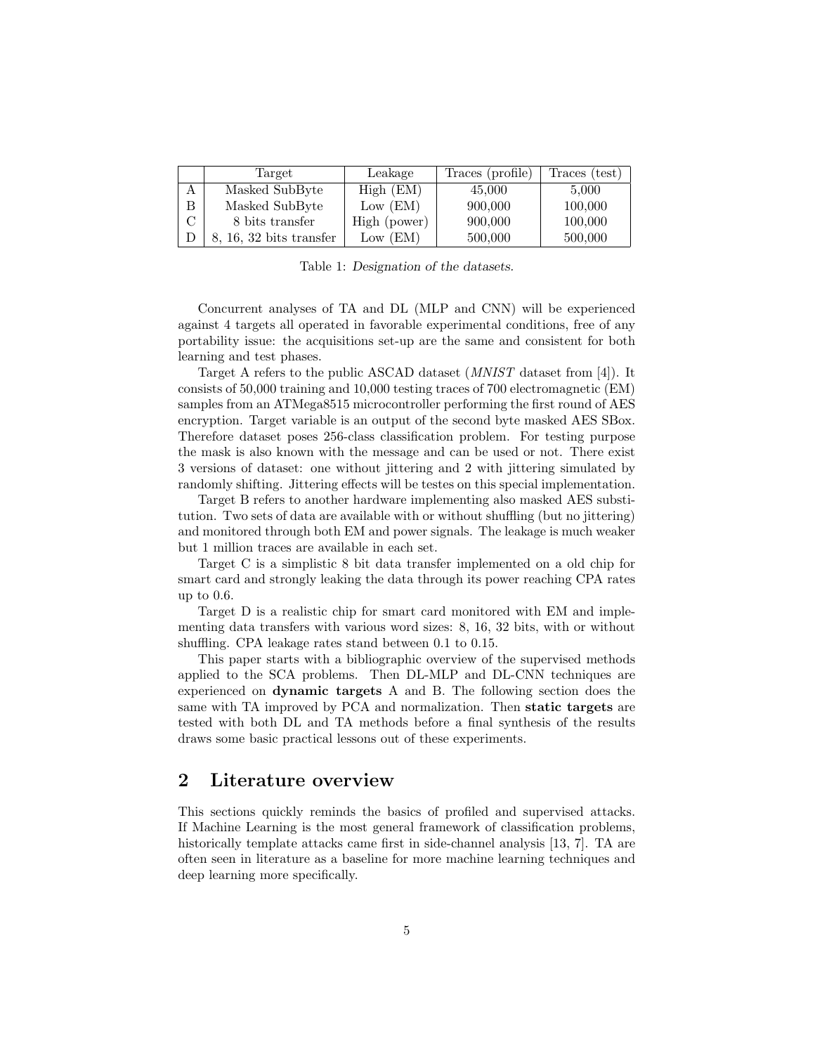|   | Target | Leakage | Traces (profile) | Traces (test) |
|---|---|---|---|---|
| A | Masked SubByte | High (EM) | 45,000 | 5,000 |
| B | Masked SubByte | Low (EM) | 900,000 | 100,000 |
| C | 8 bits transfer | High (power) | 900,000 | 100,000 |
| D | 8, 16, 32 bits transfer | Low (EM) | 500,000 | 500,000 |

Table 1: *Designation of the datasets.*

Concurrent analyses of TA and DL (MLP and CNN) will be experienced against 4 targets all operated in favorable experimental conditions, free of any portability issue: the acquisitions set-up are the same and consistent for both learning and test phases.

Target A refers to the public ASCAD dataset (*MNIST* dataset from [4]). It consists of 50,000 training and 10,000 testing traces of 700 electromagnetic (EM) samples from an ATMega8515 microcontroller performing the first round of AES encryption. Target variable is an output of the second byte masked AES SBox. Therefore dataset poses 256-class classification problem. For testing purpose the mask is also known with the message and can be used or not. There exist 3 versions of dataset: one without jittering and 2 with jittering simulated by randomly shifting. Jittering effects will be testes on this special implementation.

Target B refers to another hardware implementing also masked AES substitution. Two sets of data are available with or without shuffling (but no jittering) and monitored through both EM and power signals. The leakage is much weaker but 1 million traces are available in each set.

Target C is a simplistic 8 bit data transfer implemented on a old chip for smart card and strongly leaking the data through its power reaching CPA rates up to 0.6.

Target D is a realistic chip for smart card monitored with EM and implementing data transfers with various word sizes: 8, 16, 32 bits, with or without shuffling. CPA leakage rates stand between 0.1 to 0.15.

This paper starts with a bibliographic overview of the supervised methods applied to the SCA problems. Then DL-MLP and DL-CNN techniques are experienced on **dynamic targets** A and B. The following section does the same with TA improved by PCA and normalization. Then **static targets** are tested with both DL and TA methods before a final synthesis of the results draws some basic practical lessons out of these experiments.

## 2 Literature overview

This sections quickly reminds the basics of profiled and supervised attacks. If Machine Learning is the most general framework of classification problems, historically template attacks came first in side-channel analysis [13, 7]. TA are often seen in literature as a baseline for more machine learning techniques and deep learning more specifically.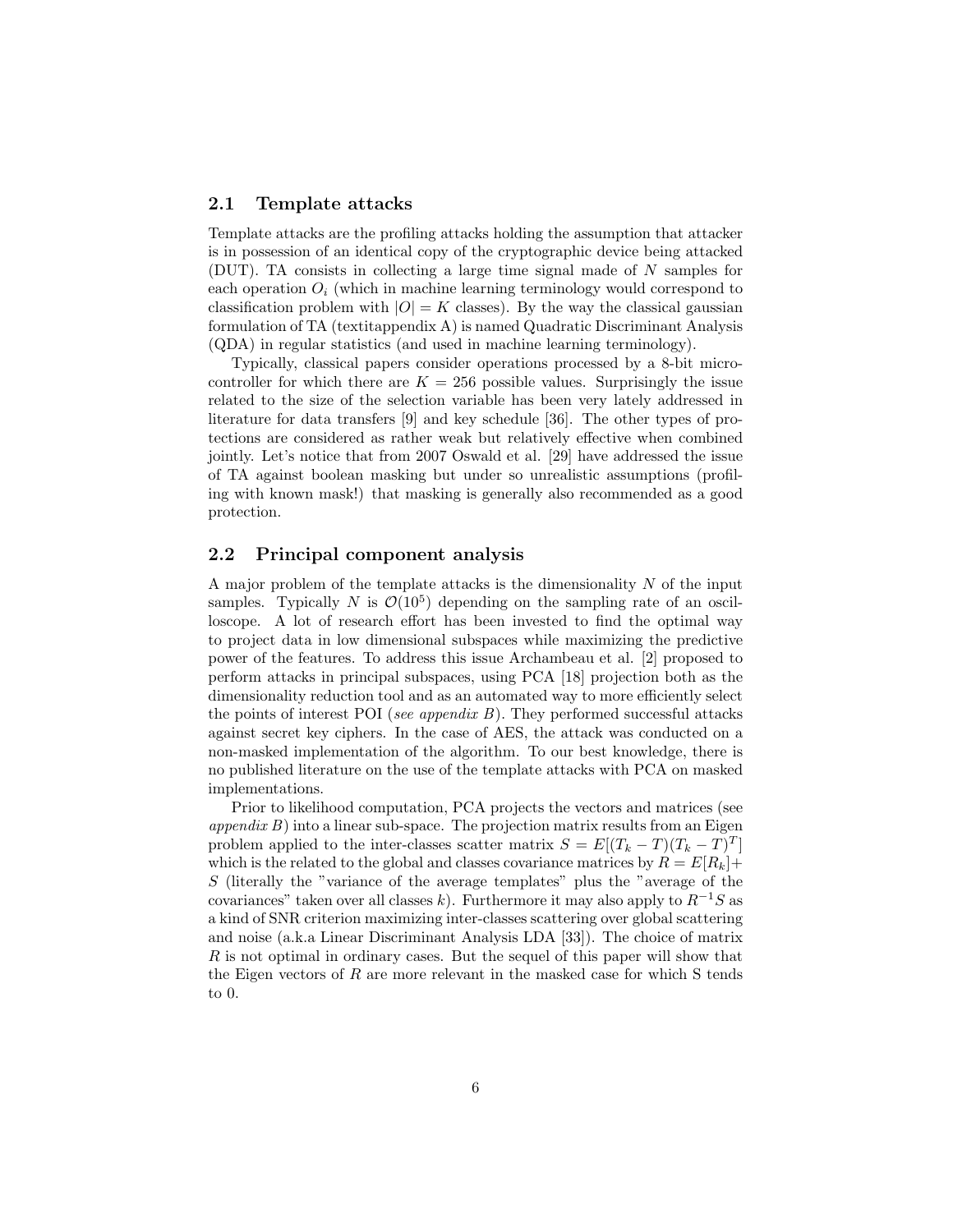### 2.1 Template attacks

Template attacks are the profiling attacks holding the assumption that attacker is in possession of an identical copy of the cryptographic device being attacked (DUT). TA consists in collecting a large time signal made of $N$ samples for each operation $O_i$ (which in machine learning terminology would correspond to classification problem with $|O| = K$ classes). By the way the classical gaussian formulation of TA (textitappendix A) is named Quadratic Discriminant Analysis (QDA) in regular statistics (and used in machine learning terminology).

Typically, classical papers consider operations processed by a 8-bit microcontroller for which there are $K = 256$ possible values. Surprisingly the issue related to the size of the selection variable has been very lately addressed in literature for data transfers [9] and key schedule [36]. The other types of protections are considered as rather weak but relatively effective when combined jointly. Let's notice that from 2007 Oswald et al. [29] have addressed the issue of TA against boolean masking but under so unrealistic assumptions (profiling with known mask!) that masking is generally also recommended as a good protection.

### 2.2 Principal component analysis

A major problem of the template attacks is the dimensionality $N$ of the input samples. Typically $N$ is $\mathcal{O}(10^5)$ depending on the sampling rate of an oscilloscope. A lot of research effort has been invested to find the optimal way to project data in low dimensional subspaces while maximizing the predictive power of the features. To address this issue Archambeau et al. [2] proposed to perform attacks in principal subspaces, using PCA [18] projection both as the dimensionality reduction tool and as an automated way to more efficiently select the points of interest POI (*see appendix B*). They performed successful attacks against secret key ciphers. In the case of AES, the attack was conducted on a non-masked implementation of the algorithm. To our best knowledge, there is no published literature on the use of the template attacks with PCA on masked implementations.

Prior to likelihood computation, PCA projects the vectors and matrices (see *appendix B*) into a linear sub-space. The projection matrix results from an Eigen problem applied to the inter-classes scatter matrix $S = E[(T_k - T)(T_k - T)^T]$ which is the related to the global and classes covariance matrices by $R = E[R_k]+ S$ (literally the "variance of the average templates" plus the "average of the covariances" taken over all classes $k$). Furthermore it may also apply to $R^{-1}S$ as a kind of SNR criterion maximizing inter-classes scattering over global scattering and noise (a.k.a Linear Discriminant Analysis LDA [33]). The choice of matrix $R$ is not optimal in ordinary cases. But the sequel of this paper will show that the Eigen vectors of $R$ are more relevant in the masked case for which S tends to 0.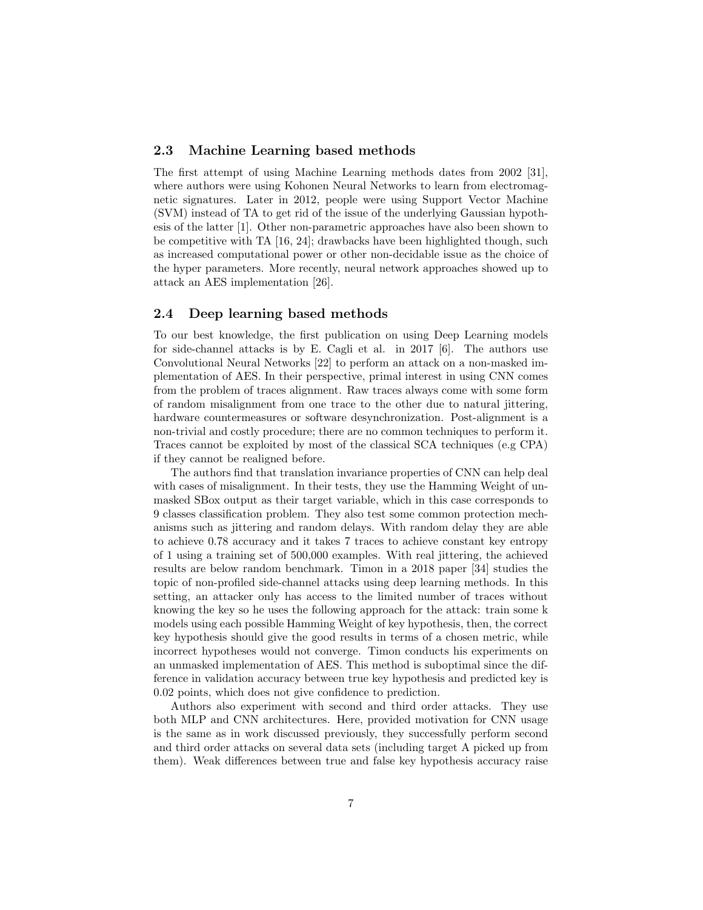### 2.3 Machine Learning based methods

The first attempt of using Machine Learning methods dates from 2002 [31], where authors were using Kohonen Neural Networks to learn from electromagnetic signatures. Later in 2012, people were using Support Vector Machine (SVM) instead of TA to get rid of the issue of the underlying Gaussian hypothesis of the latter [1]. Other non-parametric approaches have also been shown to be competitive with TA [16, 24]; drawbacks have been highlighted though, such as increased computational power or other non-decidable issue as the choice of the hyper parameters. More recently, neural network approaches showed up to attack an AES implementation [26].

### 2.4 Deep learning based methods

To our best knowledge, the first publication on using Deep Learning models for side-channel attacks is by E. Cagli et al. in 2017 [6]. The authors use Convolutional Neural Networks [22] to perform an attack on a non-masked implementation of AES. In their perspective, primal interest in using CNN comes from the problem of traces alignment. Raw traces always come with some form of random misalignment from one trace to the other due to natural jittering, hardware countermeasures or software desynchronization. Post-alignment is a non-trivial and costly procedure; there are no common techniques to perform it. Traces cannot be exploited by most of the classical SCA techniques (e.g CPA) if they cannot be realigned before.

The authors find that translation invariance properties of CNN can help deal with cases of misalignment. In their tests, they use the Hamming Weight of unmasked SBox output as their target variable, which in this case corresponds to 9 classes classification problem. They also test some common protection mechanisms such as jittering and random delays. With random delay they are able to achieve 0.78 accuracy and it takes 7 traces to achieve constant key entropy of 1 using a training set of 500,000 examples. With real jittering, the achieved results are below random benchmark. Timon in a 2018 paper [34] studies the topic of non-profiled side-channel attacks using deep learning methods. In this setting, an attacker only has access to the limited number of traces without knowing the key so he uses the following approach for the attack: train some k models using each possible Hamming Weight of key hypothesis, then, the correct key hypothesis should give the good results in terms of a chosen metric, while incorrect hypotheses would not converge. Timon conducts his experiments on an unmasked implementation of AES. This method is suboptimal since the difference in validation accuracy between true key hypothesis and predicted key is 0.02 points, which does not give confidence to prediction.

Authors also experiment with second and third order attacks. They use both MLP and CNN architectures. Here, provided motivation for CNN usage is the same as in work discussed previously, they successfully perform second and third order attacks on several data sets (including target A picked up from them). Weak differences between true and false key hypothesis accuracy raise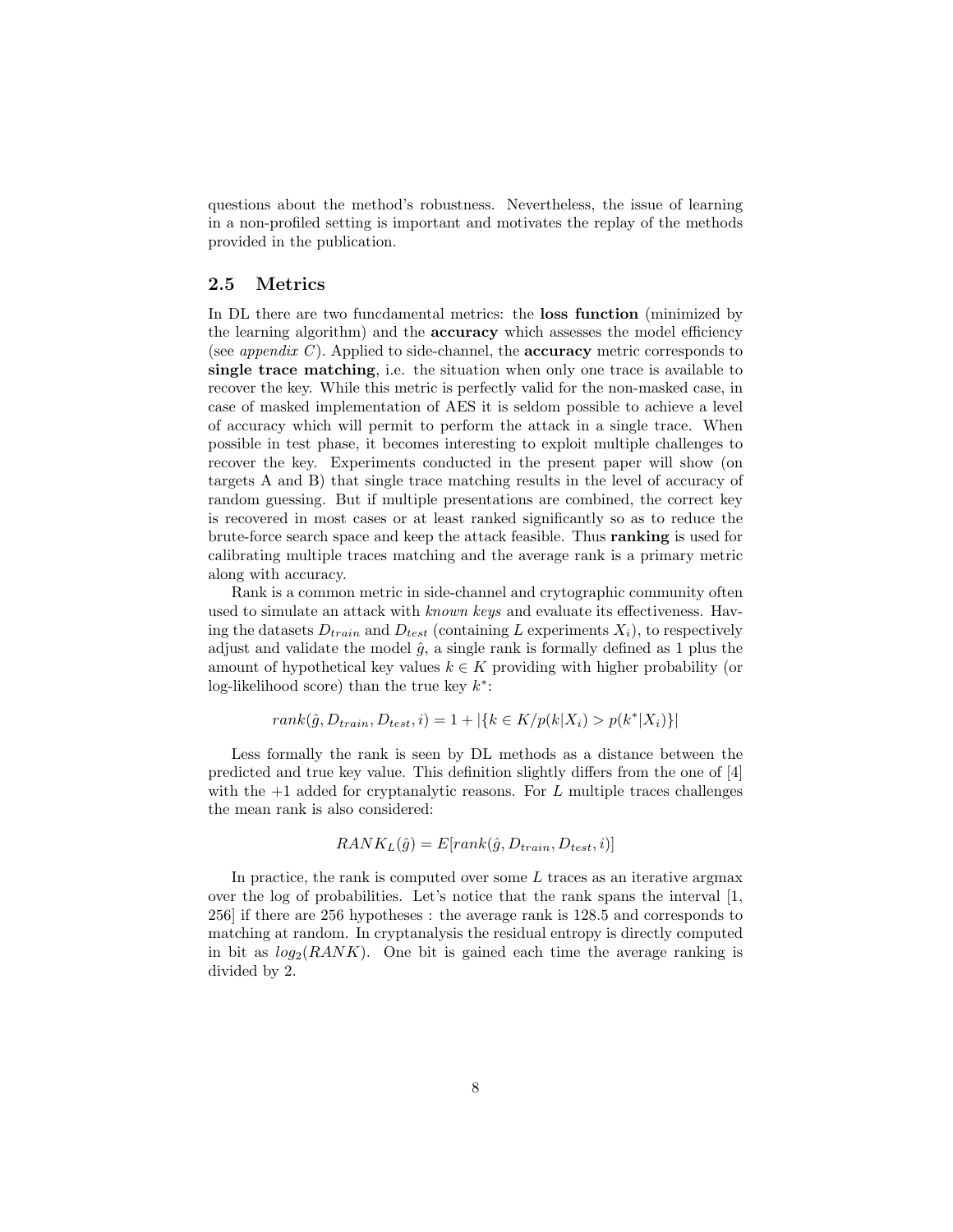questions about the method's robustness. Nevertheless, the issue of learning in a non-profiled setting is important and motivates the replay of the methods provided in the publication.

### 2.5 Metrics

In DL there are two funcdamental metrics: the **loss function** (minimized by the learning algorithm) and the **accuracy** which assesses the model efficiency (see *appendix C*). Applied to side-channel, the **accuracy** metric corresponds to **single trace matching**, i.e. the situation when only one trace is available to recover the key. While this metric is perfectly valid for the non-masked case, in case of masked implementation of AES it is seldom possible to achieve a level of accuracy which will permit to perform the attack in a single trace. When possible in test phase, it becomes interesting to exploit multiple challenges to recover the key. Experiments conducted in the present paper will show (on targets A and B) that single trace matching results in the level of accuracy of random guessing. But if multiple presentations are combined, the correct key is recovered in most cases or at least ranked significantly so as to reduce the brute-force search space and keep the attack feasible. Thus **ranking** is used for calibrating multiple traces matching and the average rank is a primary metric along with accuracy.

Rank is a common metric in side-channel and crytographic community often used to simulate an attack with *known keys* and evaluate its effectiveness. Having the datasets $D_{train}$ and $D_{test}$ (containing $L$ experiments $X_i$), to respectively adjust and validate the model $\hat{g}$, a single rank is formally defined as 1 plus the amount of hypothetical key values $k \in K$ providing with higher probability (or log-likelihood score) than the true key $k^*$:

$$rank(\hat{g}, D_{train}, D_{test}, i) = 1 + |\{k \in K / p(k|X_i) > p(k^*|X_i)\}|$$

Less formally the rank is seen by DL methods as a distance between the predicted and true key value. This definition slightly differs from the one of [4] with the +1 added for cryptanalytic reasons. For $L$ multiple traces challenges the mean rank is also considered:

$$RANK_L(\hat{g}) = E[rank(\hat{g}, D_{train}, D_{test}, i)]$$

In practice, the rank is computed over some $L$ traces as an iterative argmax over the log of probabilities. Let's notice that the rank spans the interval [1, 256] if there are 256 hypotheses : the average rank is 128.5 and corresponds to matching at random. In cryptanalysis the residual entropy is directly computed in bit as $log_2(RANK)$. One bit is gained each time the average ranking is divided by 2.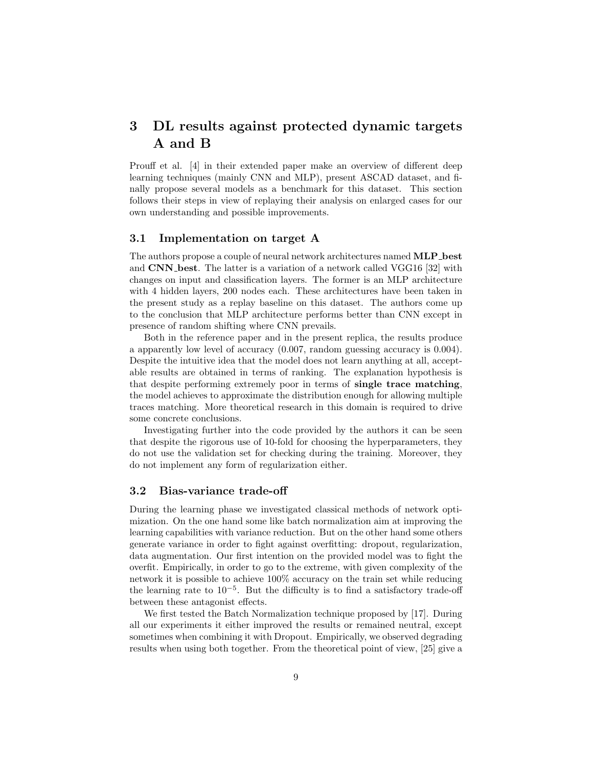# 3 DL results against protected dynamic targets A and B

Prouff et al. [4] in their extended paper make an overview of different deep learning techniques (mainly CNN and MLP), present ASCAD dataset, and finally propose several models as a benchmark for this dataset. This section follows their steps in view of replaying their analysis on enlarged cases for our own understanding and possible improvements.

## 3.1 Implementation on target A

The authors propose a couple of neural network architectures named **MLP_best** and **CNN_best**. The latter is a variation of a network called VGG16 [32] with changes on input and classification layers. The former is an MLP architecture with 4 hidden layers, 200 nodes each. These architectures have been taken in the present study as a replay baseline on this dataset. The authors come up to the conclusion that MLP architecture performs better than CNN except in presence of random shifting where CNN prevails.

Both in the reference paper and in the present replica, the results produce a apparently low level of accuracy (0.007, random guessing accuracy is 0.004). Despite the intuitive idea that the model does not learn anything at all, acceptable results are obtained in terms of ranking. The explanation hypothesis is that despite performing extremely poor in terms of **single trace matching**, the model achieves to approximate the distribution enough for allowing multiple traces matching. More theoretical research in this domain is required to drive some concrete conclusions.

Investigating further into the code provided by the authors it can be seen that despite the rigorous use of 10-fold for choosing the hyperparameters, they do not use the validation set for checking during the training. Moreover, they do not implement any form of regularization either.

## 3.2 Bias-variance trade-off

During the learning phase we investigated classical methods of network optimization. On the one hand some like batch normalization aim at improving the learning capabilities with variance reduction. But on the other hand some others generate variance in order to fight against overfitting: dropout, regularization, data augmentation. Our first intention on the provided model was to fight the overfit. Empirically, in order to go to the extreme, with given complexity of the network it is possible to achieve 100% accuracy on the train set while reducing the learning rate to $10^{-5}$. But the difficulty is to find a satisfactory trade-off between these antagonist effects.

We first tested the Batch Normalization technique proposed by [17]. During all our experiments it either improved the results or remained neutral, except sometimes when combining it with Dropout. Empirically, we observed degrading results when using both together. From the theoretical point of view, [25] give a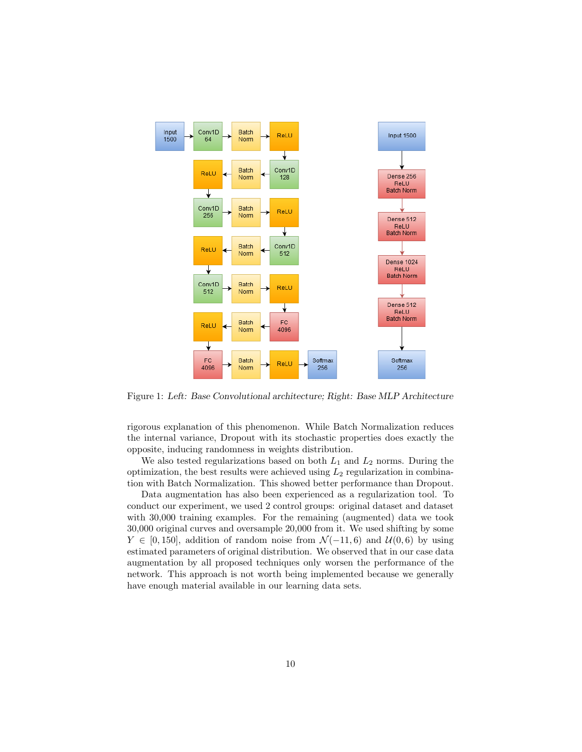Figure 1: *Left: Base Convolutional architecture; Right: Base MLP Architecture*

rigorous explanation of this phenomenon. While Batch Normalization reduces the internal variance, Dropout with its stochastic properties does exactly the opposite, inducing randomness in weights distribution.

We also tested regularizations based on both $L_1$ and $L_2$ norms. During the optimization, the best results were achieved using $L_2$ regularization in combination with Batch Normalization. This showed better performance than Dropout.

Data augmentation has also been experienced as a regularization tool. To conduct our experiment, we used 2 control groups: original dataset and dataset with 30,000 training examples. For the remaining (augmented) data we took 30,000 original curves and oversample 20,000 from it. We used shifting by some $Y \in [0, 150]$, addition of random noise from $\mathcal{N}(-11, 6)$ and $\mathcal{U}(0, 6)$ by using estimated parameters of original distribution. We observed that in our case data augmentation by all proposed techniques only worsen the performance of the network. This approach is not worth being implemented because we generally have enough material available in our learning data sets.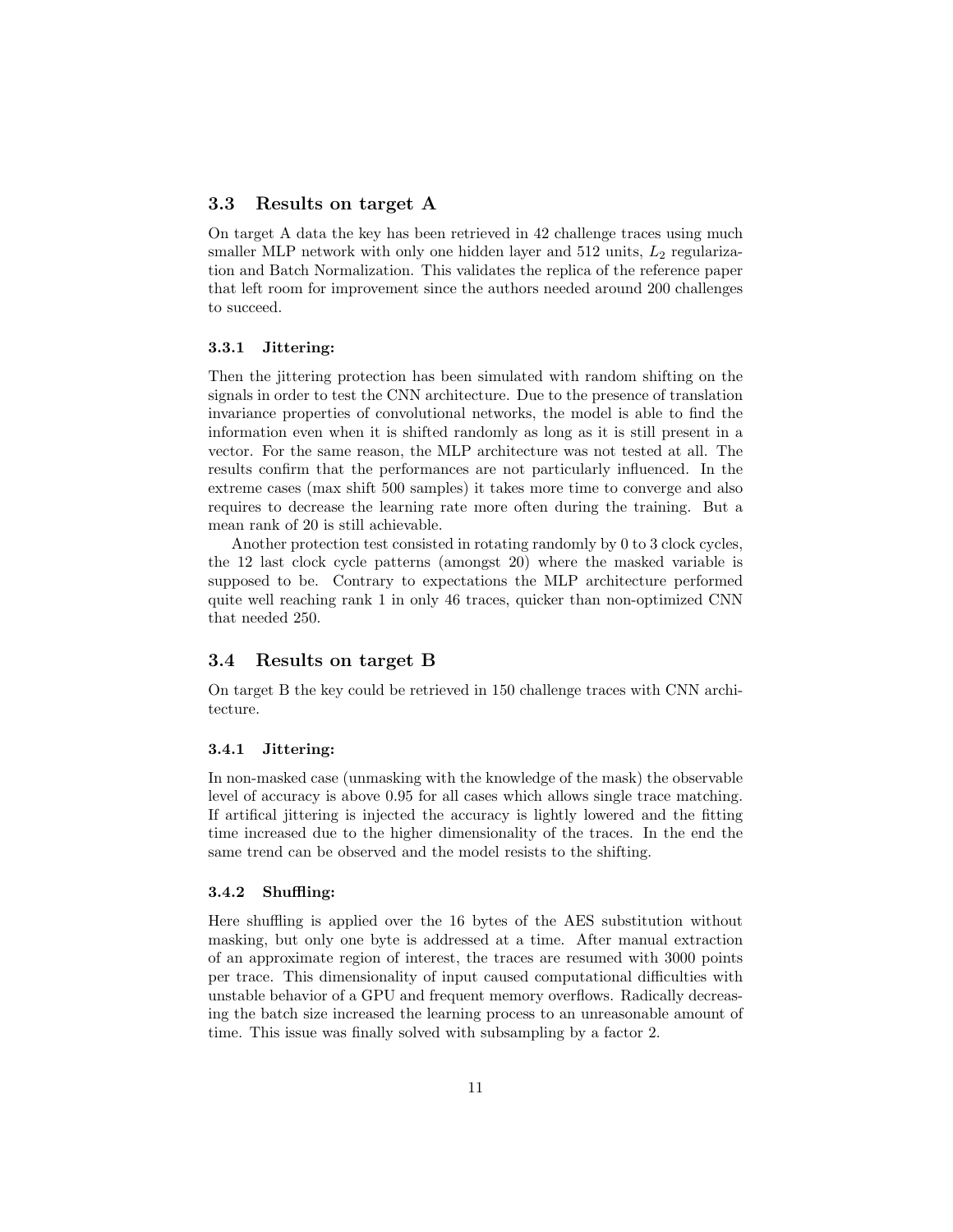### 3.3 Results on target A

On target A data the key has been retrieved in 42 challenge traces using much smaller MLP network with only one hidden layer and 512 units, $L_2$ regularization and Batch Normalization. This validates the replica of the reference paper that left room for improvement since the authors needed around 200 challenges to succeed.

#### 3.3.1 Jittering:

Then the jittering protection has been simulated with random shifting on the signals in order to test the CNN architecture. Due to the presence of translation invariance properties of convolutional networks, the model is able to find the information even when it is shifted randomly as long as it is still present in a vector. For the same reason, the MLP architecture was not tested at all. The results confirm that the performances are not particularly influenced. In the extreme cases (max shift 500 samples) it takes more time to converge and also requires to decrease the learning rate more often during the training. But a mean rank of 20 is still achievable.

Another protection test consisted in rotating randomly by 0 to 3 clock cycles, the 12 last clock cycle patterns (amongst 20) where the masked variable is supposed to be. Contrary to expectations the MLP architecture performed quite well reaching rank 1 in only 46 traces, quicker than non-optimized CNN that needed 250.

### 3.4 Results on target B

On target B the key could be retrieved in 150 challenge traces with CNN architecture.

#### 3.4.1 Jittering:

In non-masked case (unmasking with the knowledge of the mask) the observable level of accuracy is above 0.95 for all cases which allows single trace matching. If artifical jittering is injected the accuracy is lightly lowered and the fitting time increased due to the higher dimensionality of the traces. In the end the same trend can be observed and the model resists to the shifting.

#### 3.4.2 Shuffling:

Here shuffling is applied over the 16 bytes of the AES substitution without masking, but only one byte is addressed at a time. After manual extraction of an approximate region of interest, the traces are resumed with 3000 points per trace. This dimensionality of input caused computational difficulties with unstable behavior of a GPU and frequent memory overflows. Radically decreasing the batch size increased the learning process to an unreasonable amount of time. This issue was finally solved with subsampling by a factor 2.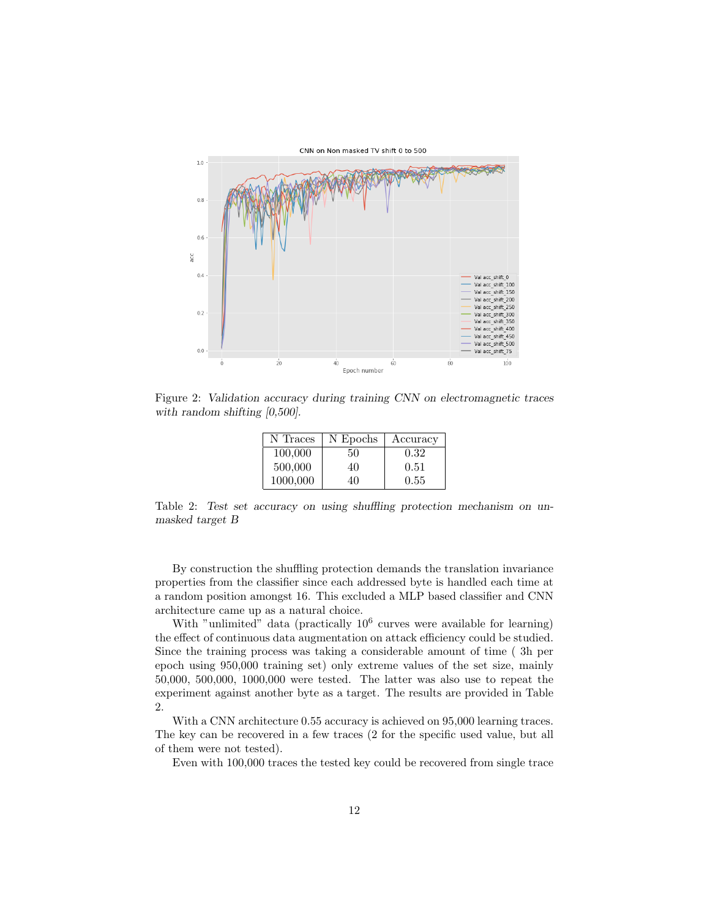Figure 2: *Validation accuracy during training CNN on electromagnetic traces with random shifting [0,500].*

| N Traces | N Epochs | Accuracy |
|---|---|---|
| 100,000 | 50 | 0.32 |
| 500,000 | 40 | 0.51 |
| 1000,000 | 40 | 0.55 |

Table 2: *Test set accuracy on using shuffling protection mechanism on unmasked target B*

By construction the shuffling protection demands the translation invariance properties from the classifier since each addressed byte is handled each time at a random position amongst 16. This excluded a MLP based classifier and CNN architecture came up as a natural choice.

With "unlimited" data (practically $10^6$ curves were available for learning) the effect of continuous data augmentation on attack efficiency could be studied. Since the training process was taking a considerable amount of time ( 3h per epoch using 950,000 training set) only extreme values of the set size, mainly 50,000, 500,000, 1000,000 were tested. The latter was also use to repeat the experiment against another byte as a target. The results are provided in Table 2.

With a CNN architecture 0.55 accuracy is achieved on 95,000 learning traces. The key can be recovered in a few traces (2 for the specific used value, but all of them were not tested).

Even with 100,000 traces the tested key could be recovered from single trace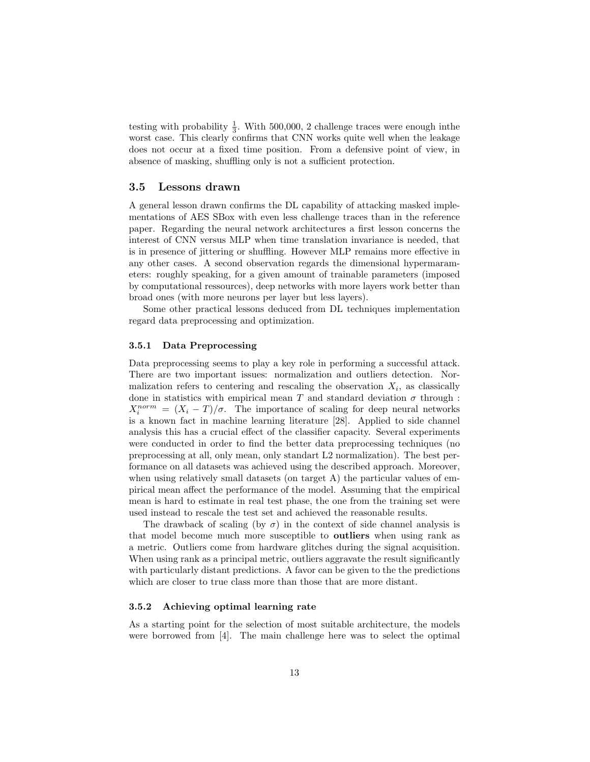testing with probability $\frac{1}{3}$. With 500,000, 2 challenge traces were enough inthe worst case. This clearly confirms that CNN works quite well when the leakage does not occur at a fixed time position. From a defensive point of view, in absence of masking, shuffling only is not a sufficient protection.

## 3.5 Lessons drawn

A general lesson drawn confirms the DL capability of attacking masked implementations of AES SBox with even less challenge traces than in the reference paper. Regarding the neural network architectures a first lesson concerns the interest of CNN versus MLP when time translation invariance is needed, that is in presence of jittering or shuffling. However MLP remains more effective in any other cases. A second observation regards the dimensional hypermarameters: roughly speaking, for a given amount of trainable parameters (imposed by computational ressources), deep networks with more layers work better than broad ones (with more neurons per layer but less layers).

Some other practical lessons deduced from DL techniques implementation regard data preprocessing and optimization.

### 3.5.1 Data Preprocessing

Data preprocessing seems to play a key role in performing a successful attack. There are two important issues: normalization and outliers detection. Normalization refers to centering and rescaling the observation $X_i$, as classically done in statistics with empirical mean $T$ and standard deviation $\sigma$ through : $X_i^{norm} = (X_i - T)/\sigma$. The importance of scaling for deep neural networks is a known fact in machine learning literature [28]. Applied to side channel analysis this has a crucial effect of the classifier capacity. Several experiments were conducted in order to find the better data preprocessing techniques (no preprocessing at all, only mean, only standart L2 normalization). The best performance on all datasets was achieved using the described approach. Moreover, when using relatively small datasets (on target A) the particular values of empirical mean affect the performance of the model. Assuming that the empirical mean is hard to estimate in real test phase, the one from the training set were used instead to rescale the test set and achieved the reasonable results.

The drawback of scaling (by $\sigma$) in the context of side channel analysis is that model become much more susceptible to **outliers** when using rank as a metric. Outliers come from hardware glitches during the signal acquisition. When using rank as a principal metric, outliers aggravate the result significantly with particularly distant predictions. A favor can be given to the the predictions which are closer to true class more than those that are more distant.

### 3.5.2 Achieving optimal learning rate

As a starting point for the selection of most suitable architecture, the models were borrowed from [4]. The main challenge here was to select the optimal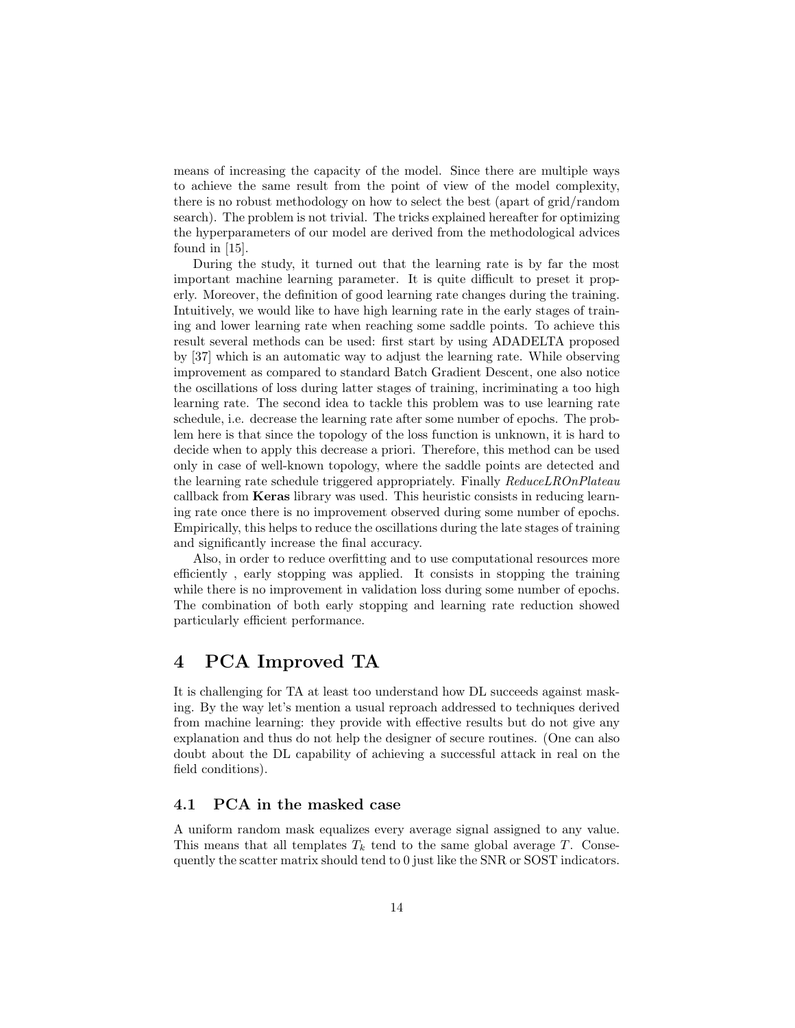means of increasing the capacity of the model. Since there are multiple ways to achieve the same result from the point of view of the model complexity, there is no robust methodology on how to select the best (apart of grid/random search). The problem is not trivial. The tricks explained hereafter for optimizing the hyperparameters of our model are derived from the methodological advices found in [15].

During the study, it turned out that the learning rate is by far the most important machine learning parameter. It is quite difficult to preset it properly. Moreover, the definition of good learning rate changes during the training. Intuitively, we would like to have high learning rate in the early stages of training and lower learning rate when reaching some saddle points. To achieve this result several methods can be used: first start by using ADADELTA proposed by [37] which is an automatic way to adjust the learning rate. While observing improvement as compared to standard Batch Gradient Descent, one also notice the oscillations of loss during latter stages of training, incriminating a too high learning rate. The second idea to tackle this problem was to use learning rate schedule, i.e. decrease the learning rate after some number of epochs. The problem here is that since the topology of the loss function is unknown, it is hard to decide when to apply this decrease a priori. Therefore, this method can be used only in case of well-known topology, where the saddle points are detected and the learning rate schedule triggered appropriately. Finally *ReduceLROnPlateau* callback from **Keras** library was used. This heuristic consists in reducing learning rate once there is no improvement observed during some number of epochs. Empirically, this helps to reduce the oscillations during the late stages of training and significantly increase the final accuracy.

Also, in order to reduce overfitting and to use computational resources more efficiently , early stopping was applied. It consists in stopping the training while there is no improvement in validation loss during some number of epochs. The combination of both early stopping and learning rate reduction showed particularly efficient performance.

# 4 PCA Improved TA

It is challenging for TA at least too understand how DL succeeds against masking. By the way let's mention a usual reproach addressed to techniques derived from machine learning: they provide with effective results but do not give any explanation and thus do not help the designer of secure routines. (One can also doubt about the DL capability of achieving a successful attack in real on the field conditions).

## 4.1 PCA in the masked case

A uniform random mask equalizes every average signal assigned to any value. This means that all templates $T_k$ tend to the same global average $T$. Consequently the scatter matrix should tend to 0 just like the SNR or SOST indicators.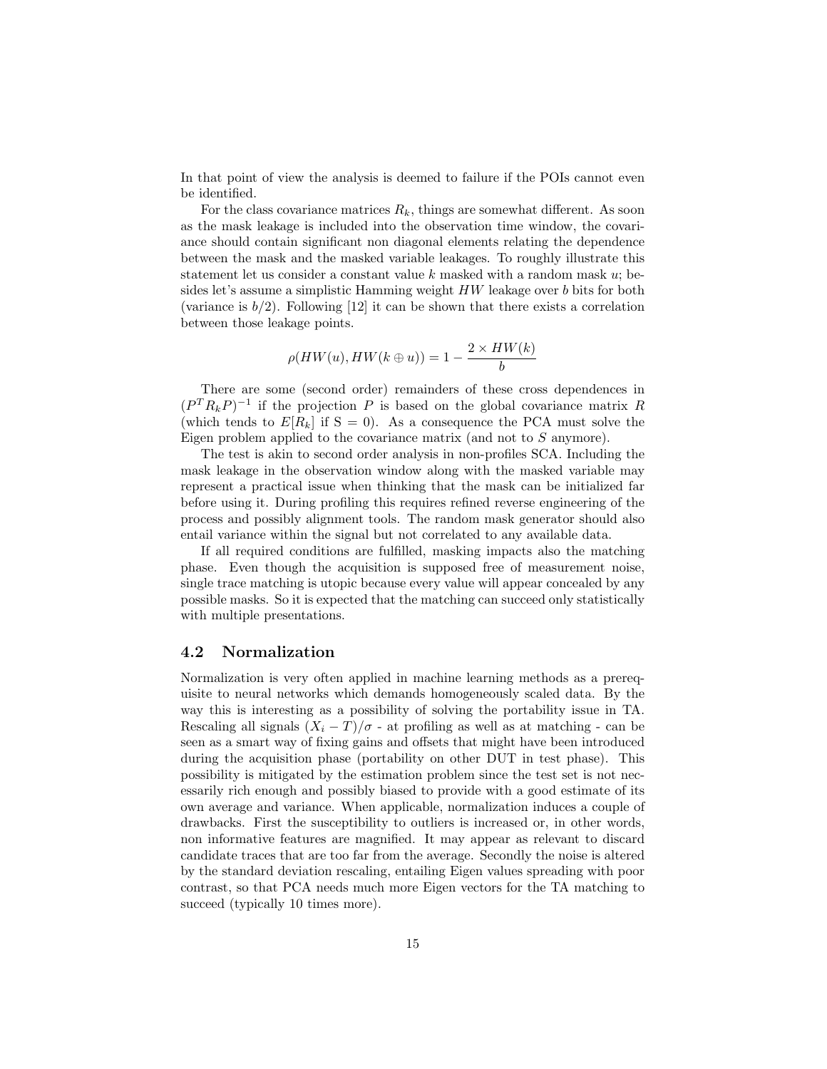In that point of view the analysis is deemed to failure if the POIs cannot even be identified.

For the class covariance matrices $R_k$, things are somewhat different. As soon as the mask leakage is included into the observation time window, the covariance should contain significant non diagonal elements relating the dependence between the mask and the masked variable leakages. To roughly illustrate this statement let us consider a constant value $k$ masked with a random mask $u$; besides let's assume a simplistic Hamming weight $HW$ leakage over $b$ bits for both (variance is $b/2$). Following [12] it can be shown that there exists a correlation between those leakage points.

$$\rho(HW(u), HW(k \oplus u)) = 1 - \frac{2 \times HW(k)}{b}$$

There are some (second order) remainders of these cross dependences in $(P^T R_k P)^{-1}$ if the projection $P$ is based on the global covariance matrix $R$ (which tends to $E[R_k]$ if $\mathrm{S} = 0$). As a consequence the PCA must solve the Eigen problem applied to the covariance matrix (and not to $S$ anymore).

The test is akin to second order analysis in non-profiles SCA. Including the mask leakage in the observation window along with the masked variable may represent a practical issue when thinking that the mask can be initialized far before using it. During profiling this requires refined reverse engineering of the process and possibly alignment tools. The random mask generator should also entail variance within the signal but not correlated to any available data.

If all required conditions are fulfilled, masking impacts also the matching phase. Even though the acquisition is supposed free of measurement noise, single trace matching is utopic because every value will appear concealed by any possible masks. So it is expected that the matching can succeed only statistically with multiple presentations.

## 4.2 Normalization

Normalization is very often applied in machine learning methods as a prerequisite to neural networks which demands homogeneously scaled data. By the way this is interesting as a possibility of solving the portability issue in TA. Rescaling all signals $(X_i - T)/\sigma$ - at profiling as well as at matching - can be seen as a smart way of fixing gains and offsets that might have been introduced during the acquisition phase (portability on other DUT in test phase). This possibility is mitigated by the estimation problem since the test set is not necessarily rich enough and possibly biased to provide with a good estimate of its own average and variance. When applicable, normalization induces a couple of drawbacks. First the susceptibility to outliers is increased or, in other words, non informative features are magnified. It may appear as relevant to discard candidate traces that are too far from the average. Secondly the noise is altered by the standard deviation rescaling, entailing Eigen values spreading with poor contrast, so that PCA needs much more Eigen vectors for the TA matching to succeed (typically 10 times more).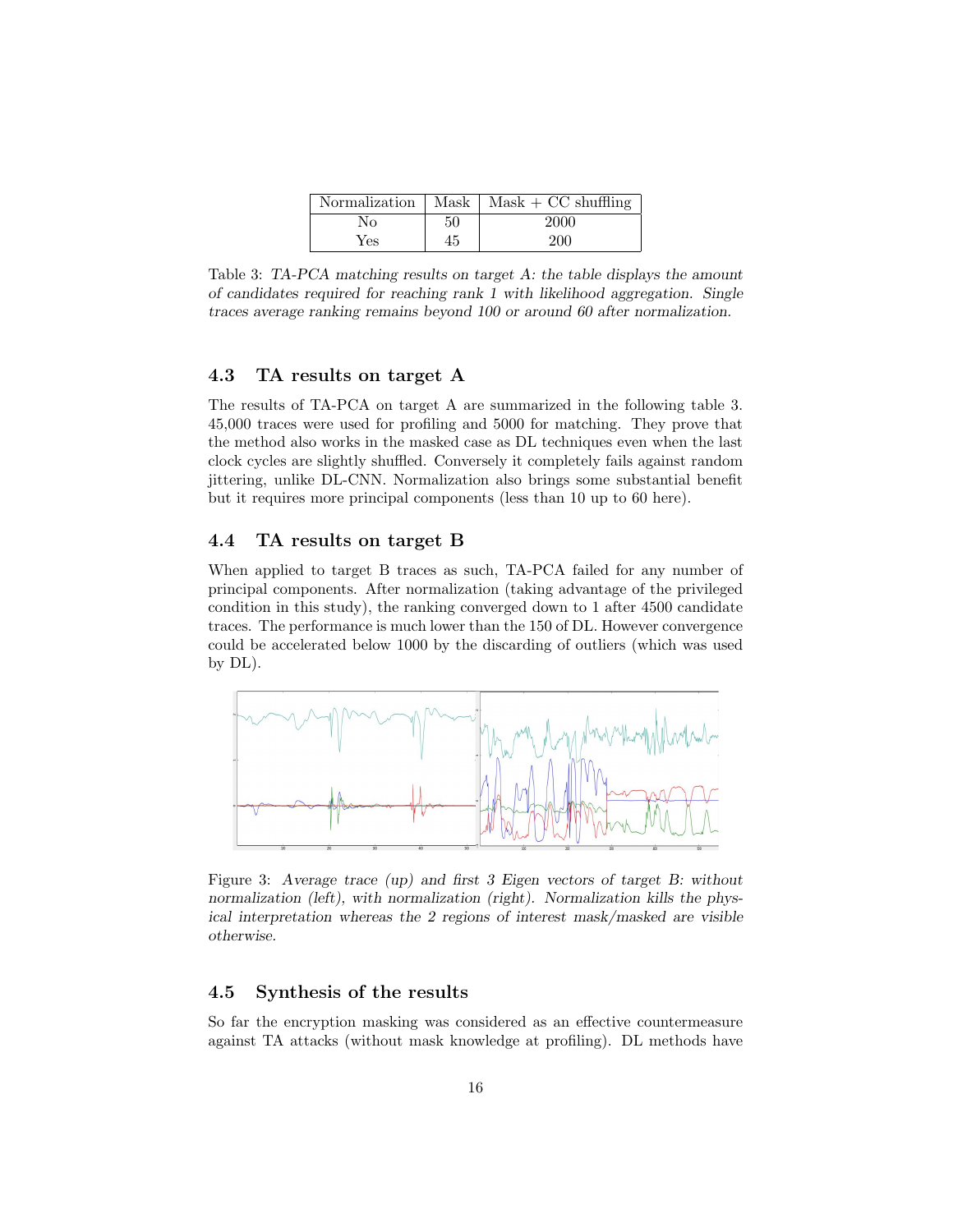| Normalization | Mask | Mask + CC shuffling |
|---|---|---|
| No | 50 | 2000 |
| Yes | 45 | 200 |

Table 3: *TA-PCA matching results on target A: the table displays the amount of candidates required for reaching rank 1 with likelihood aggregation. Single traces average ranking remains beyond 100 or around 60 after normalization.*

### 4.3 TA results on target A

The results of TA-PCA on target A are summarized in the following table 3. 45,000 traces were used for profiling and 5000 for matching. They prove that the method also works in the masked case as DL techniques even when the last clock cycles are slightly shuffled. Conversely it completely fails against random jittering, unlike DL-CNN. Normalization also brings some substantial benefit but it requires more principal components (less than 10 up to 60 here).

### 4.4 TA results on target B

When applied to target B traces as such, TA-PCA failed for any number of principal components. After normalization (taking advantage of the privileged condition in this study), the ranking converged down to 1 after 4500 candidate traces. The performance is much lower than the 150 of DL. However convergence could be accelerated below 1000 by the discarding of outliers (which was used by DL).

Figure 3: *Average trace (up) and first 3 Eigen vectors of target B: without normalization (left), with normalization (right). Normalization kills the physical interpretation whereas the 2 regions of interest mask/masked are visible otherwise.*

### 4.5 Synthesis of the results

So far the encryption masking was considered as an effective countermeasure against TA attacks (without mask knowledge at profiling). DL methods have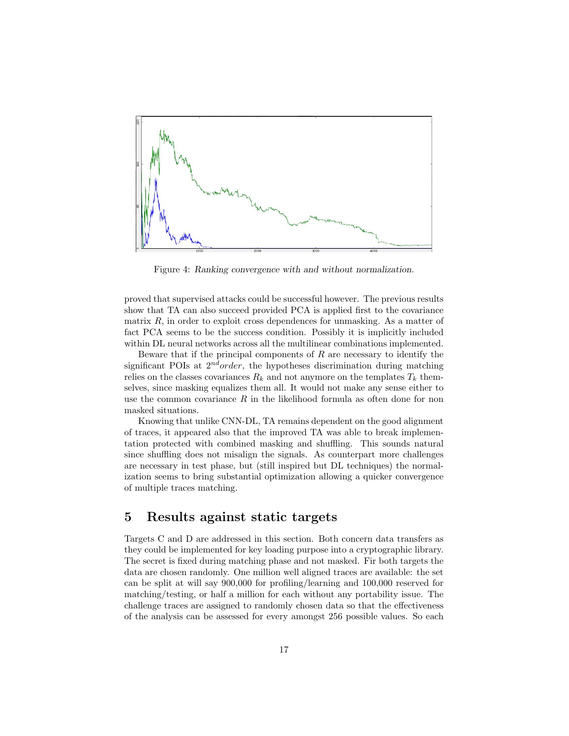Figure 4: *Ranking convergence with and without normalization.*

proved that supervised attacks could be successful however. The previous results show that TA can also succeed provided PCA is applied first to the covariance matrix $R$, in order to exploit cross dependences for unmasking. As a matter of fact PCA seems to be the success condition. Possibly it is implicitly included within DL neural networks across all the multilinear combinations implemented.

Beware that if the principal components of $R$ are necessary to identify the significant POIs at $2^{nd}order$, the hypotheses discrimination during matching relies on the classes covariances $R_k$ and not anymore on the templates $T_k$ themselves, since masking equalizes them all. It would not make any sense either to use the common covariance $R$ in the likelihood formula as often done for non masked situations.

Knowing that unlike CNN-DL, TA remains dependent on the good alignment of traces, it appeared also that the improved TA was able to break implementation protected with combined masking and shuffling. This sounds natural since shuffling does not misalign the signals. As counterpart more challenges are necessary in test phase, but (still inspired but DL techniques) the normalization seems to bring substantial optimization allowing a quicker convergence of multiple traces matching.

# 5 Results against static targets

Targets C and D are addressed in this section. Both concern data transfers as they could be implemented for key loading purpose into a cryptographic library. The secret is fixed during matching phase and not masked. Fir both targets the data are chosen randomly. One million well aligned traces are available: the set can be split at will say 900,000 for profiling/learning and 100,000 reserved for matching/testing, or half a million for each without any portability issue. The challenge traces are assigned to randomly chosen data so that the effectiveness of the analysis can be assessed for every amongst 256 possible values. So each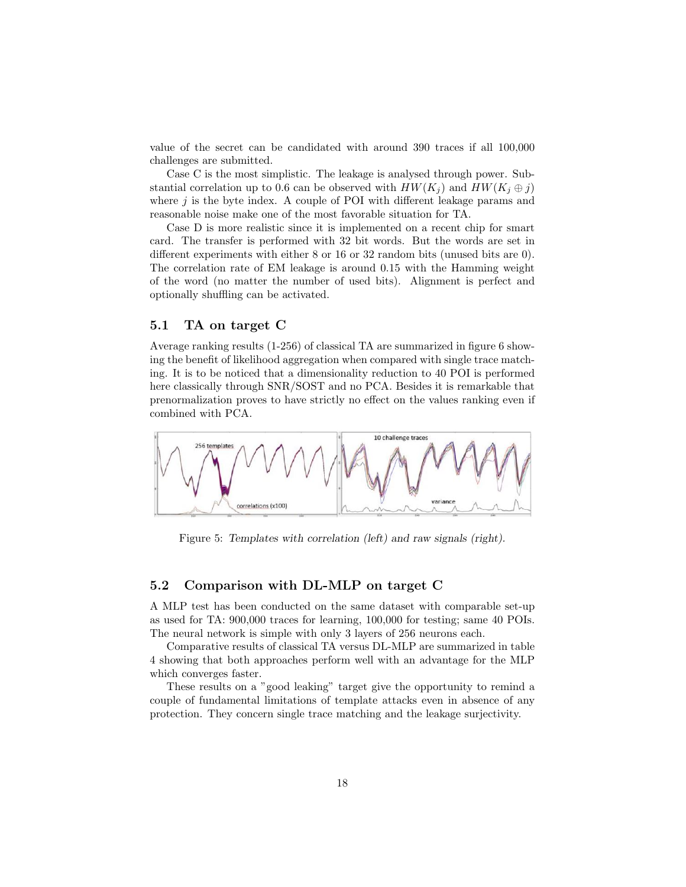value of the secret can be candidated with around 390 traces if all 100,000 challenges are submitted.

Case C is the most simplistic. The leakage is analysed through power. Substantial correlation up to 0.6 can be observed with $HW(K_j)$ and $HW(K_j \oplus j)$ where $j$ is the byte index. A couple of POI with different leakage params and reasonable noise make one of the most favorable situation for TA.

Case D is more realistic since it is implemented on a recent chip for smart card. The transfer is performed with 32 bit words. But the words are set in different experiments with either 8 or 16 or 32 random bits (unused bits are 0). The correlation rate of EM leakage is around 0.15 with the Hamming weight of the word (no matter the number of used bits). Alignment is perfect and optionally shuffling can be activated.

### 5.1 TA on target C

Average ranking results (1-256) of classical TA are summarized in figure 6 showing the benefit of likelihood aggregation when compared with single trace matching. It is to be noticed that a dimensionality reduction to 40 POI is performed here classically through SNR/SOST and no PCA. Besides it is remarkable that prenormalization proves to have strictly no effect on the values ranking even if combined with PCA.

Figure 5: *Templates with correlation (left) and raw signals (right).*

### 5.2 Comparison with DL-MLP on target C

A MLP test has been conducted on the same dataset with comparable set-up as used for TA: 900,000 traces for learning, 100,000 for testing; same 40 POIs. The neural network is simple with only 3 layers of 256 neurons each.

Comparative results of classical TA versus DL-MLP are summarized in table 4 showing that both approaches perform well with an advantage for the MLP which converges faster.

These results on a "good leaking" target give the opportunity to remind a couple of fundamental limitations of template attacks even in absence of any protection. They concern single trace matching and the leakage surjectivity.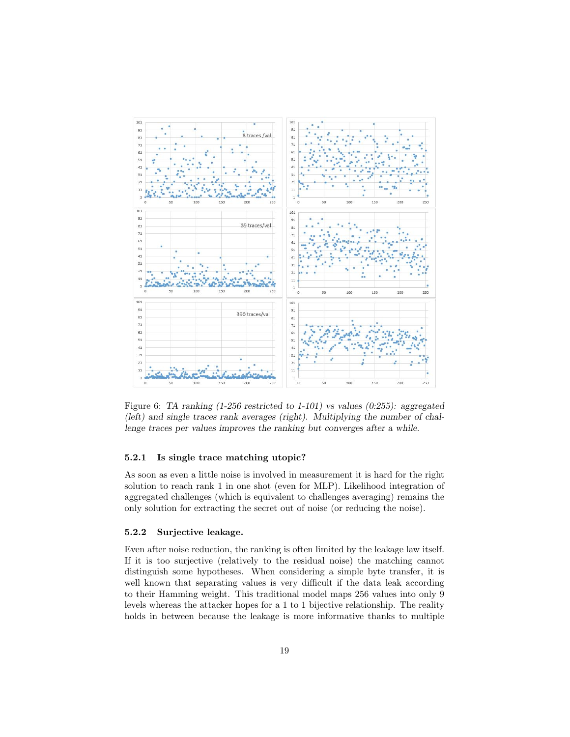Figure 6: *TA ranking (1-256 restricted to 1-101) vs values (0:255): aggregated (left) and single traces rank averages (right). Multiplying the number of challenge traces per values improves the ranking but converges after a while.*

### 5.2.1 Is single trace matching utopic?

As soon as even a little noise is involved in measurement it is hard for the right solution to reach rank 1 in one shot (even for MLP). Likelihood integration of aggregated challenges (which is equivalent to challenges averaging) remains the only solution for extracting the secret out of noise (or reducing the noise).

### 5.2.2 Surjective leakage.

Even after noise reduction, the ranking is often limited by the leakage law itself. If it is too surjective (relatively to the residual noise) the matching cannot distinguish some hypotheses. When considering a simple byte transfer, it is well known that separating values is very difficult if the data leak according to their Hamming weight. This traditional model maps 256 values into only 9 levels whereas the attacker hopes for a 1 to 1 bijective relationship. The reality holds in between because the leakage is more informative thanks to multiple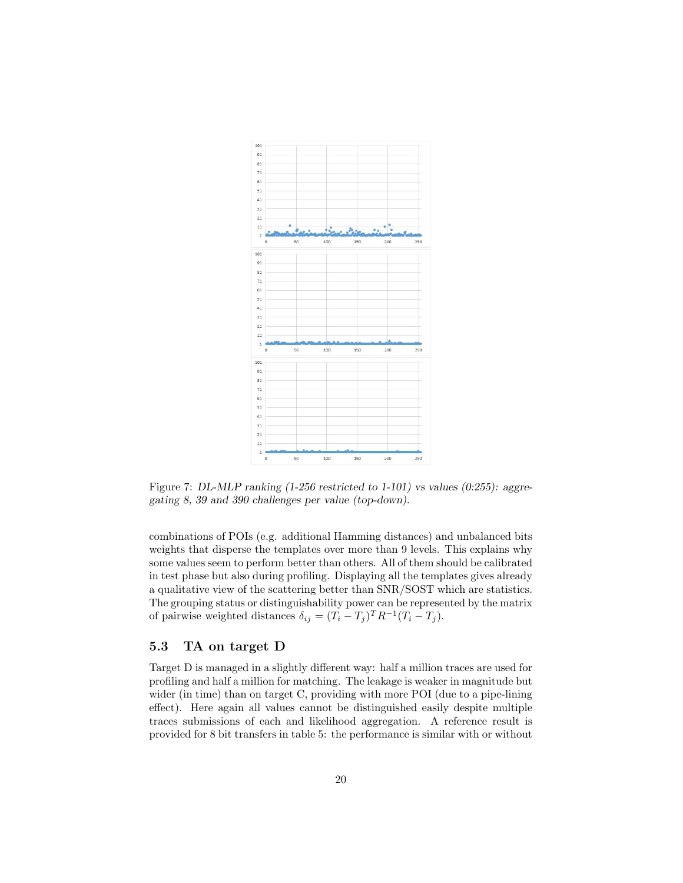Figure 7: *DL-MLP ranking (1-256 restricted to 1-101) vs values (0:255): aggregating 8, 39 and 390 challenges per value (top-down).*

combinations of POIs (e.g. additional Hamming distances) and unbalanced bits weights that disperse the templates over more than 9 levels. This explains why some values seem to perform better than others. All of them should be calibrated in test phase but also during profiling. Displaying all the templates gives already a qualitative view of the scattering better than SNR/SOST which are statistics. The grouping status or distinguishability power can be represented by the matrix of pairwise weighted distances $\delta_{ij} = (T_i - T_j)^T R^{-1} (T_i - T_j)$.

### 5.3 TA on target D

Target D is managed in a slightly different way: half a million traces are used for profiling and half a million for matching. The leakage is weaker in magnitude but wider (in time) than on target C, providing with more POI (due to a pipe-lining effect). Here again all values cannot be distinguished easily despite multiple traces submissions of each and likelihood aggregation. A reference result is provided for 8 bit transfers in table 5: the performance is similar with or without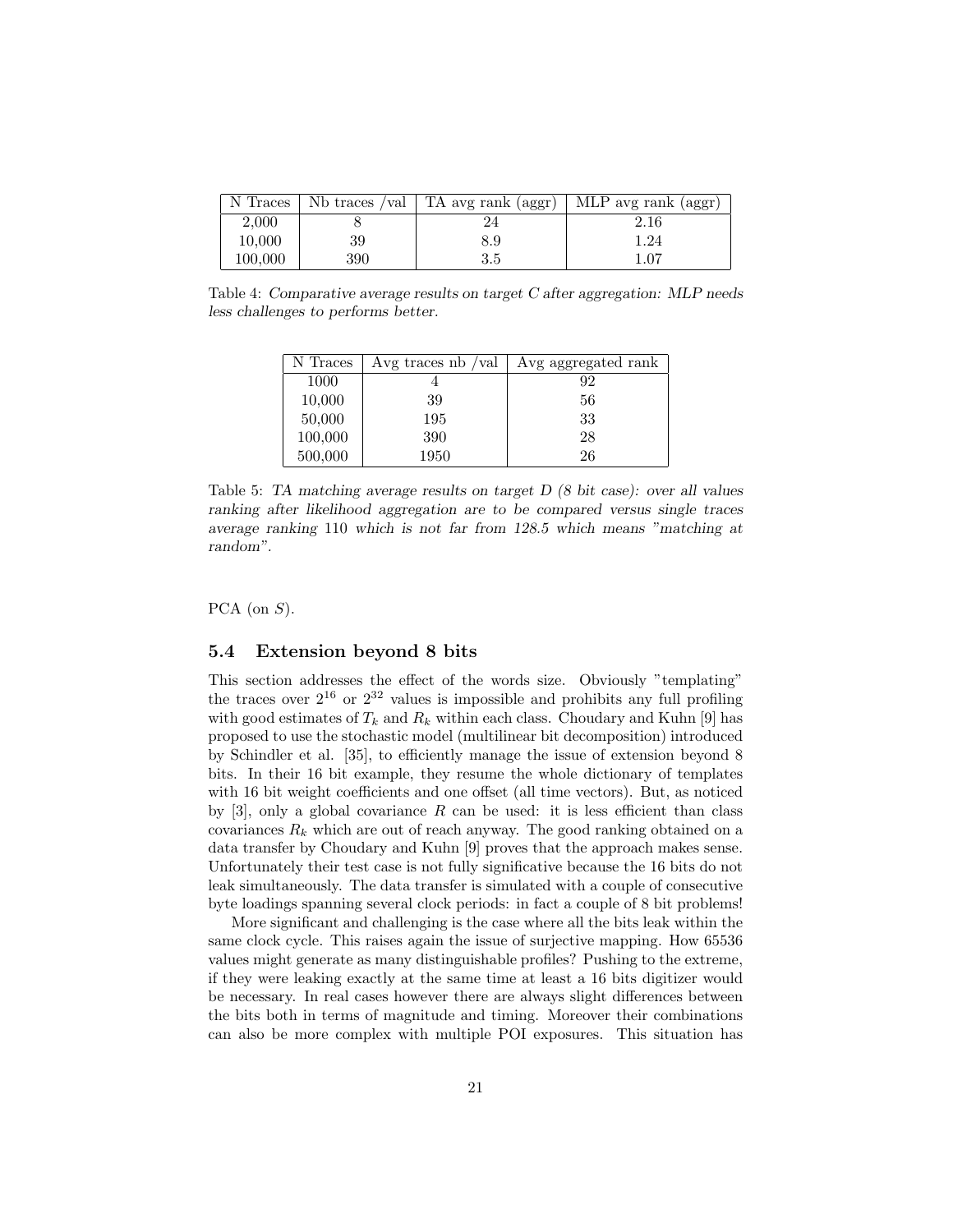| N Traces | Nb traces /val | TA avg rank (aggr) | MLP avg rank (aggr) |
|---|---|---|---|
| 2,000 | 8 | 24 | 2.16 |
| 10,000 | 39 | 8.9 | 1.24 |
| 100,000 | 390 | 3.5 | 1.07 |

Table 4: *Comparative average results on target C after aggregation: MLP needs less challenges to performs better.*

| N Traces | Avg traces nb /val | Avg aggregated rank |
|---|---|---|
| 1000 | 4 | 92 |
| 10,000 | 39 | 56 |
| 50,000 | 195 | 33 |
| 100,000 | 390 | 28 |
| 500,000 | 1950 | 26 |

Table 5: *TA matching average results on target D (8 bit case): over all values ranking after likelihood aggregation are to be compared versus single traces average ranking 110 which is not far from 128.5 which means "matching at random".*

PCA (on $S$).

### 5.4 Extension beyond 8 bits

This section addresses the effect of the words size. Obviously "templating" the traces over $2^{16}$ or $2^{32}$ values is impossible and prohibits any full profiling with good estimates of $T_k$ and $R_k$ within each class. Choudary and Kuhn [9] has proposed to use the stochastic model (multilinear bit decomposition) introduced by Schindler et al. [35], to efficiently manage the issue of extension beyond 8 bits. In their 16 bit example, they resume the whole dictionary of templates with 16 bit weight coefficients and one offset (all time vectors). But, as noticed by [3], only a global covariance $R$ can be used: it is less efficient than class covariances $R_k$ which are out of reach anyway. The good ranking obtained on a data transfer by Choudary and Kuhn [9] proves that the approach makes sense. Unfortunately their test case is not fully significative because the 16 bits do not leak simultaneously. The data transfer is simulated with a couple of consecutive byte loadings spanning several clock periods: in fact a couple of 8 bit problems!

More significant and challenging is the case where all the bits leak within the same clock cycle. This raises again the issue of surjective mapping. How 65536 values might generate as many distinguishable profiles? Pushing to the extreme, if they were leaking exactly at the same time at least a 16 bits digitizer would be necessary. In real cases however there are always slight differences between the bits both in terms of magnitude and timing. Moreover their combinations can also be more complex with multiple POI exposures. This situation has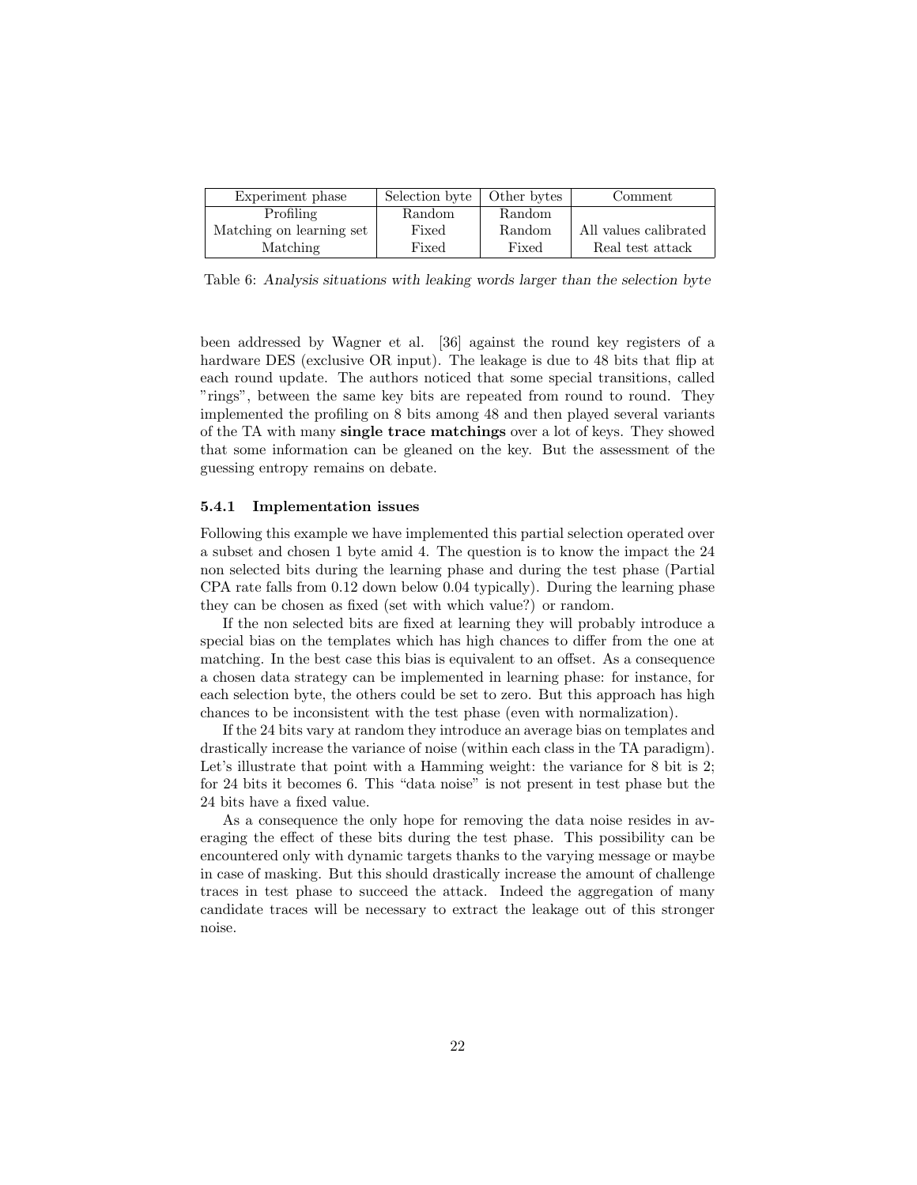| Experiment phase | Selection byte | Other bytes | Comment |
|---|---|---|---|
| Profiling | Random | Random | |
| Matching on learning set | Fixed | Random | All values calibrated |
| Matching | Fixed | Fixed | Real test attack |

Table 6: *Analysis situations with leaking words larger than the selection byte*

been addressed by Wagner et al. [36] against the round key registers of a hardware DES (exclusive OR input). The leakage is due to 48 bits that flip at each round update. The authors noticed that some special transitions, called "rings", between the same key bits are repeated from round to round. They implemented the profiling on 8 bits among 48 and then played several variants of the TA with many **single trace matchings** over a lot of keys. They showed that some information can be gleaned on the key. But the assessment of the guessing entropy remains on debate.

### 5.4.1 Implementation issues

Following this example we have implemented this partial selection operated over a subset and chosen 1 byte amid 4. The question is to know the impact the 24 non selected bits during the learning phase and during the test phase (Partial CPA rate falls from 0.12 down below 0.04 typically). During the learning phase they can be chosen as fixed (set with which value?) or random.

If the non selected bits are fixed at learning they will probably introduce a special bias on the templates which has high chances to differ from the one at matching. In the best case this bias is equivalent to an offset. As a consequence a chosen data strategy can be implemented in learning phase: for instance, for each selection byte, the others could be set to zero. But this approach has high chances to be inconsistent with the test phase (even with normalization).

If the 24 bits vary at random they introduce an average bias on templates and drastically increase the variance of noise (within each class in the TA paradigm). Let's illustrate that point with a Hamming weight: the variance for 8 bit is 2; for 24 bits it becomes 6. This "data noise" is not present in test phase but the 24 bits have a fixed value.

As a consequence the only hope for removing the data noise resides in averaging the effect of these bits during the test phase. This possibility can be encountered only with dynamic targets thanks to the varying message or maybe in case of masking. But this should drastically increase the amount of challenge traces in test phase to succeed the attack. Indeed the aggregation of many candidate traces will be necessary to extract the leakage out of this stronger noise.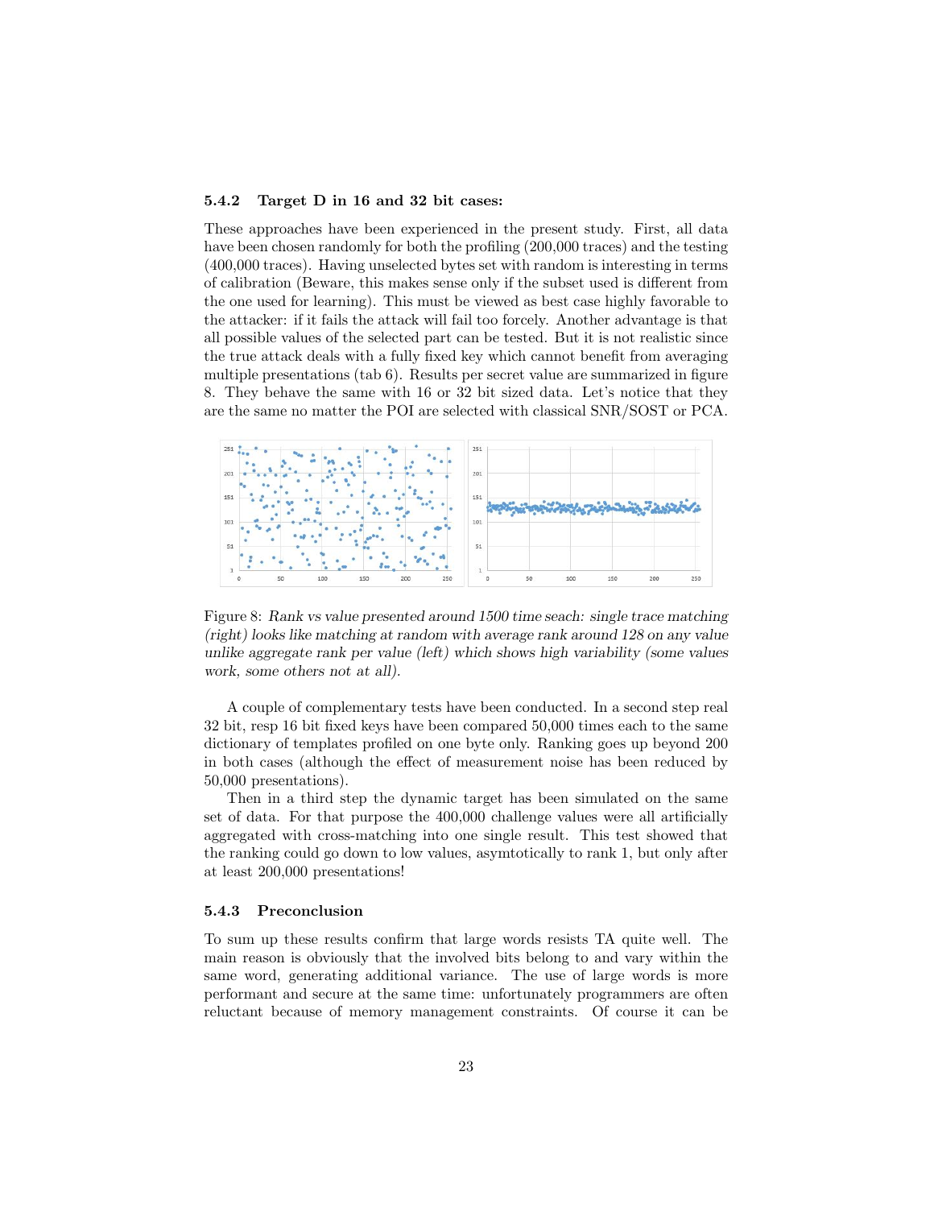### 5.4.2 Target D in 16 and 32 bit cases:

These approaches have been experienced in the present study. First, all data have been chosen randomly for both the profiling (200,000 traces) and the testing (400,000 traces). Having unselected bytes set with random is interesting in terms of calibration (Beware, this makes sense only if the subset used is different from the one used for learning). This must be viewed as best case highly favorable to the attacker: if it fails the attack will fail too forcely. Another advantage is that all possible values of the selected part can be tested. But it is not realistic since the true attack deals with a fully fixed key which cannot benefit from averaging multiple presentations (tab 6). Results per secret value are summarized in figure 8. They behave the same with 16 or 32 bit sized data. Let's notice that they are the same no matter the POI are selected with classical SNR/SOST or PCA.

Figure 8: *Rank vs value presented around 1500 time seach: single trace matching (right) looks like matching at random with average rank around 128 on any value unlike aggregate rank per value (left) which shows high variability (some values work, some others not at all).*

A couple of complementary tests have been conducted. In a second step real 32 bit, resp 16 bit fixed keys have been compared 50,000 times each to the same dictionary of templates profiled on one byte only. Ranking goes up beyond 200 in both cases (although the effect of measurement noise has been reduced by 50,000 presentations).

Then in a third step the dynamic target has been simulated on the same set of data. For that purpose the 400,000 challenge values were all artificially aggregated with cross-matching into one single result. This test showed that the ranking could go down to low values, asymtotically to rank 1, but only after at least 200,000 presentations!

### 5.4.3 Preconclusion

To sum up these results confirm that large words resists TA quite well. The main reason is obviously that the involved bits belong to and vary within the same word, generating additional variance. The use of large words is more performant and secure at the same time: unfortunately programmers are often reluctant because of memory management constraints. Of course it can be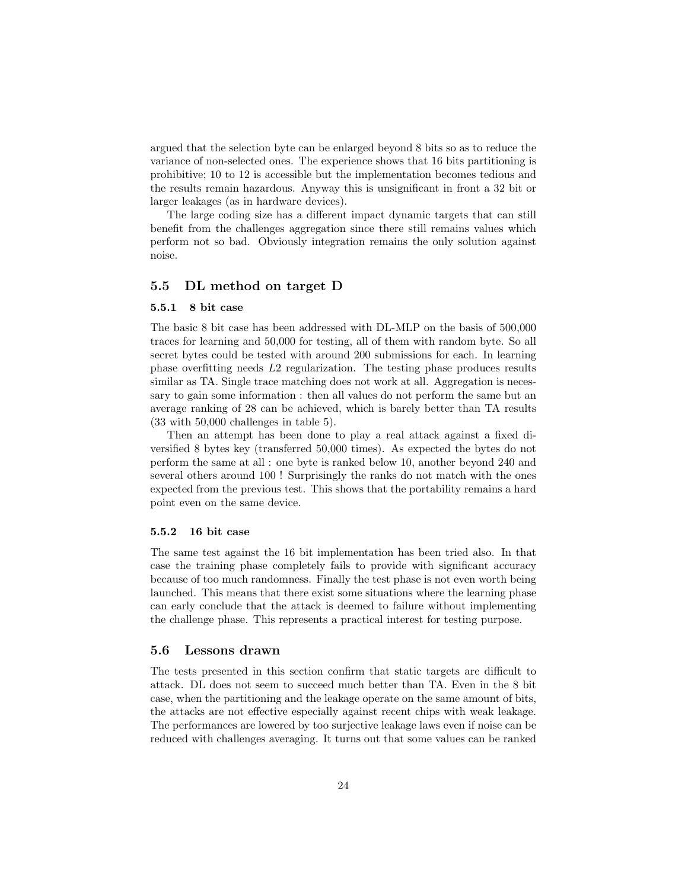argued that the selection byte can be enlarged beyond 8 bits so as to reduce the variance of non-selected ones. The experience shows that 16 bits partitioning is prohibitive; 10 to 12 is accessible but the implementation becomes tedious and the results remain hazardous. Anyway this is unsignificant in front a 32 bit or larger leakages (as in hardware devices).

The large coding size has a different impact dynamic targets that can still benefit from the challenges aggregation since there still remains values which perform not so bad. Obviously integration remains the only solution against noise.

## 5.5 DL method on target D

### 5.5.1 8 bit case

The basic 8 bit case has been addressed with DL-MLP on the basis of 500,000 traces for learning and 50,000 for testing, all of them with random byte. So all secret bytes could be tested with around 200 submissions for each. In learning phase overfitting needs $L2$ regularization. The testing phase produces results similar as TA. Single trace matching does not work at all. Aggregation is necessary to gain some information : then all values do not perform the same but an average ranking of 28 can be achieved, which is barely better than TA results (33 with 50,000 challenges in table 5).

Then an attempt has been done to play a real attack against a fixed diversified 8 bytes key (transferred 50,000 times). As expected the bytes do not perform the same at all : one byte is ranked below 10, another beyond 240 and several others around 100 ! Surprisingly the ranks do not match with the ones expected from the previous test. This shows that the portability remains a hard point even on the same device.

### 5.5.2 16 bit case

The same test against the 16 bit implementation has been tried also. In that case the training phase completely fails to provide with significant accuracy because of too much randomness. Finally the test phase is not even worth being launched. This means that there exist some situations where the learning phase can early conclude that the attack is deemed to failure without implementing the challenge phase. This represents a practical interest for testing purpose.

## 5.6 Lessons drawn

The tests presented in this section confirm that static targets are difficult to attack. DL does not seem to succeed much better than TA. Even in the 8 bit case, when the partitioning and the leakage operate on the same amount of bits, the attacks are not effective especially against recent chips with weak leakage. The performances are lowered by too surjective leakage laws even if noise can be reduced with challenges averaging. It turns out that some values can be ranked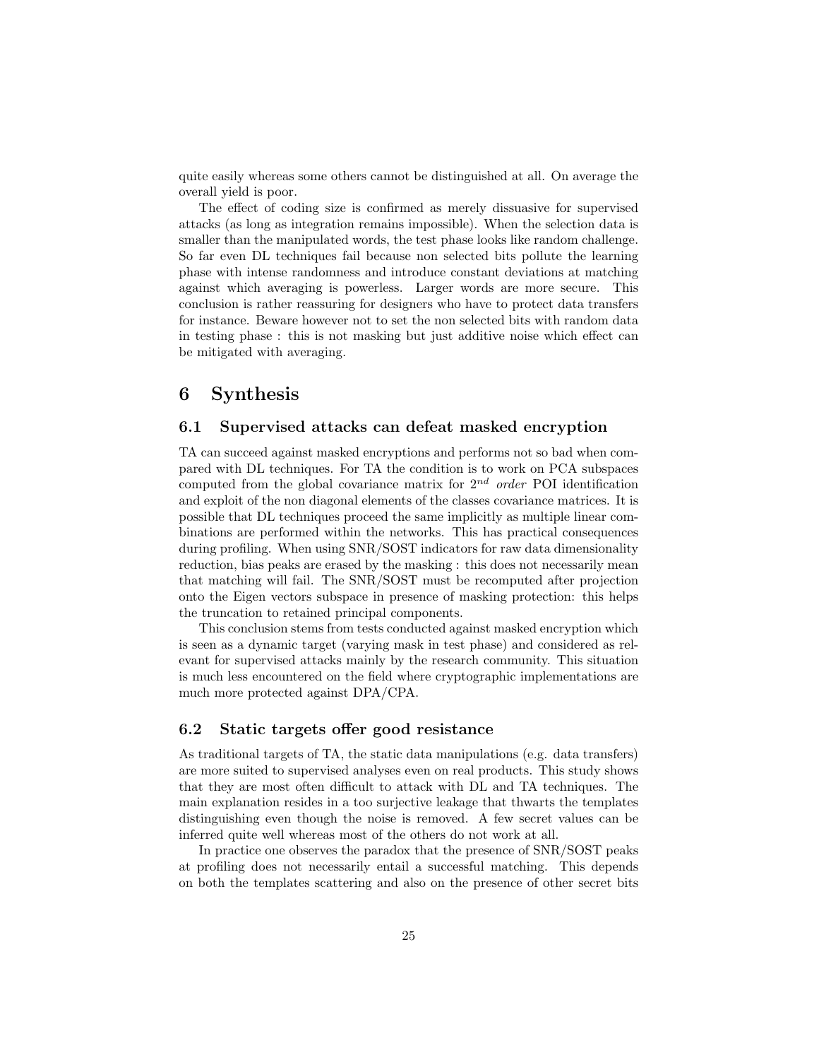quite easily whereas some others cannot be distinguished at all. On average the overall yield is poor.

The effect of coding size is confirmed as merely dissuasive for supervised attacks (as long as integration remains impossible). When the selection data is smaller than the manipulated words, the test phase looks like random challenge. So far even DL techniques fail because non selected bits pollute the learning phase with intense randomness and introduce constant deviations at matching against which averaging is powerless. Larger words are more secure. This conclusion is rather reassuring for designers who have to protect data transfers for instance. Beware however not to set the non selected bits with random data in testing phase : this is not masking but just additive noise which effect can be mitigated with averaging.

# 6 Synthesis

## 6.1 Supervised attacks can defeat masked encryption

TA can succeed against masked encryptions and performs not so bad when compared with DL techniques. For TA the condition is to work on PCA subspaces computed from the global covariance matrix for $2^{nd}$ *order* POI identification and exploit of the non diagonal elements of the classes covariance matrices. It is possible that DL techniques proceed the same implicitly as multiple linear combinations are performed within the networks. This has practical consequences during profiling. When using SNR/SOST indicators for raw data dimensionality reduction, bias peaks are erased by the masking : this does not necessarily mean that matching will fail. The SNR/SOST must be recomputed after projection onto the Eigen vectors subspace in presence of masking protection: this helps the truncation to retained principal components.

This conclusion stems from tests conducted against masked encryption which is seen as a dynamic target (varying mask in test phase) and considered as relevant for supervised attacks mainly by the research community. This situation is much less encountered on the field where cryptographic implementations are much more protected against DPA/CPA.

## 6.2 Static targets offer good resistance

As traditional targets of TA, the static data manipulations (e.g. data transfers) are more suited to supervised analyses even on real products. This study shows that they are most often difficult to attack with DL and TA techniques. The main explanation resides in a too surjective leakage that thwarts the templates distinguishing even though the noise is removed. A few secret values can be inferred quite well whereas most of the others do not work at all.

In practice one observes the paradox that the presence of SNR/SOST peaks at profiling does not necessarily entail a successful matching. This depends on both the templates scattering and also on the presence of other secret bits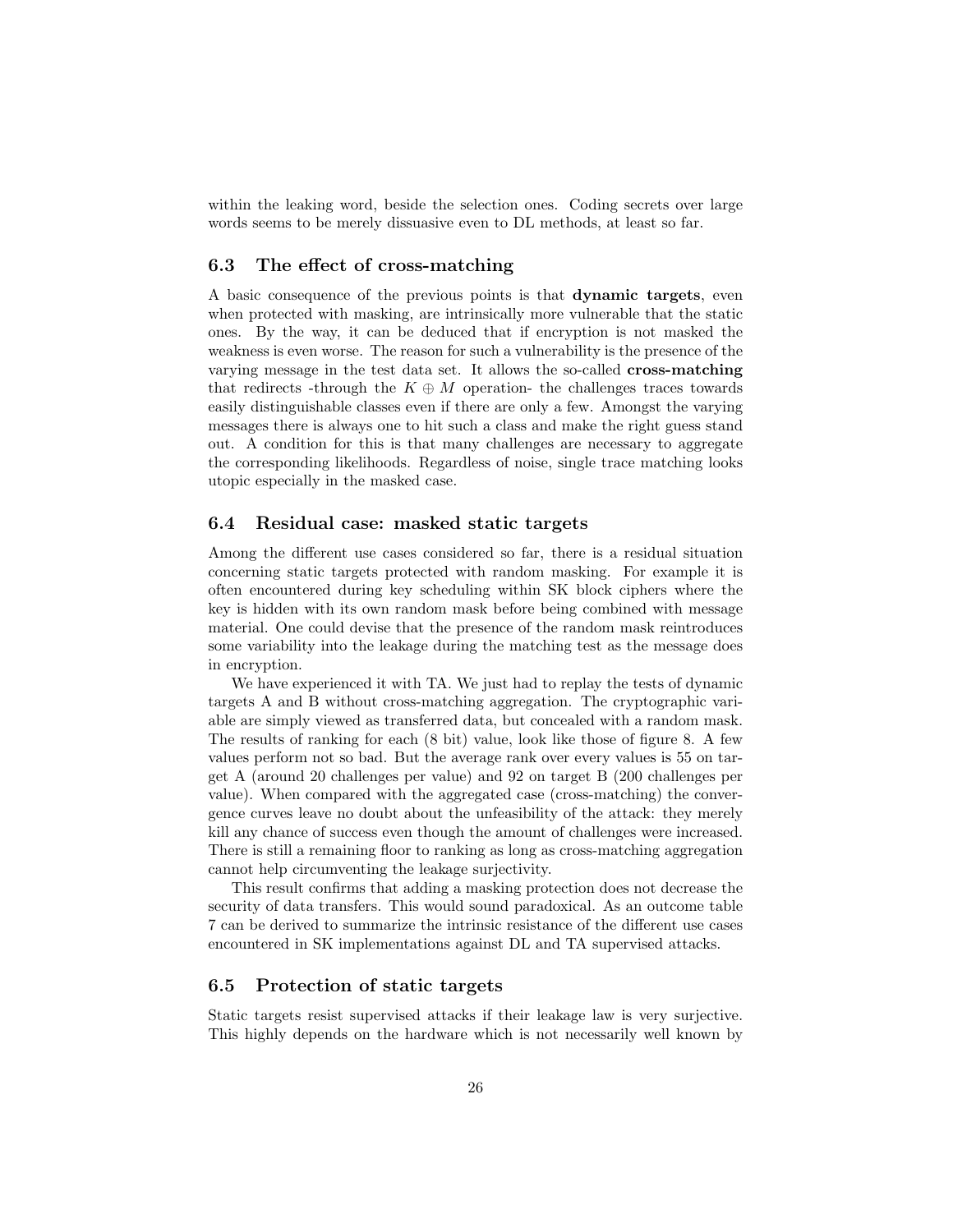within the leaking word, beside the selection ones. Coding secrets over large words seems to be merely dissuasive even to DL methods, at least so far.

### 6.3 The effect of cross-matching

A basic consequence of the previous points is that **dynamic targets**, even when protected with masking, are intrinsically more vulnerable that the static ones. By the way, it can be deduced that if encryption is not masked the weakness is even worse. The reason for such a vulnerability is the presence of the varying message in the test data set. It allows the so-called **cross-matching** that redirects -through the $K \oplus M$ operation- the challenges traces towards easily distinguishable classes even if there are only a few. Amongst the varying messages there is always one to hit such a class and make the right guess stand out. A condition for this is that many challenges are necessary to aggregate the corresponding likelihoods. Regardless of noise, single trace matching looks utopic especially in the masked case.

### 6.4 Residual case: masked static targets

Among the different use cases considered so far, there is a residual situation concerning static targets protected with random masking. For example it is often encountered during key scheduling within SK block ciphers where the key is hidden with its own random mask before being combined with message material. One could devise that the presence of the random mask reintroduces some variability into the leakage during the matching test as the message does in encryption.

We have experienced it with TA. We just had to replay the tests of dynamic targets A and B without cross-matching aggregation. The cryptographic variable are simply viewed as transferred data, but concealed with a random mask. The results of ranking for each (8 bit) value, look like those of figure 8. A few values perform not so bad. But the average rank over every values is 55 on target A (around 20 challenges per value) and 92 on target B (200 challenges per value). When compared with the aggregated case (cross-matching) the convergence curves leave no doubt about the unfeasibility of the attack: they merely kill any chance of success even though the amount of challenges were increased. There is still a remaining floor to ranking as long as cross-matching aggregation cannot help circumventing the leakage surjectivity.

This result confirms that adding a masking protection does not decrease the security of data transfers. This would sound paradoxical. As an outcome table 7 can be derived to summarize the intrinsic resistance of the different use cases encountered in SK implementations against DL and TA supervised attacks.

### 6.5 Protection of static targets

Static targets resist supervised attacks if their leakage law is very surjective. This highly depends on the hardware which is not necessarily well known by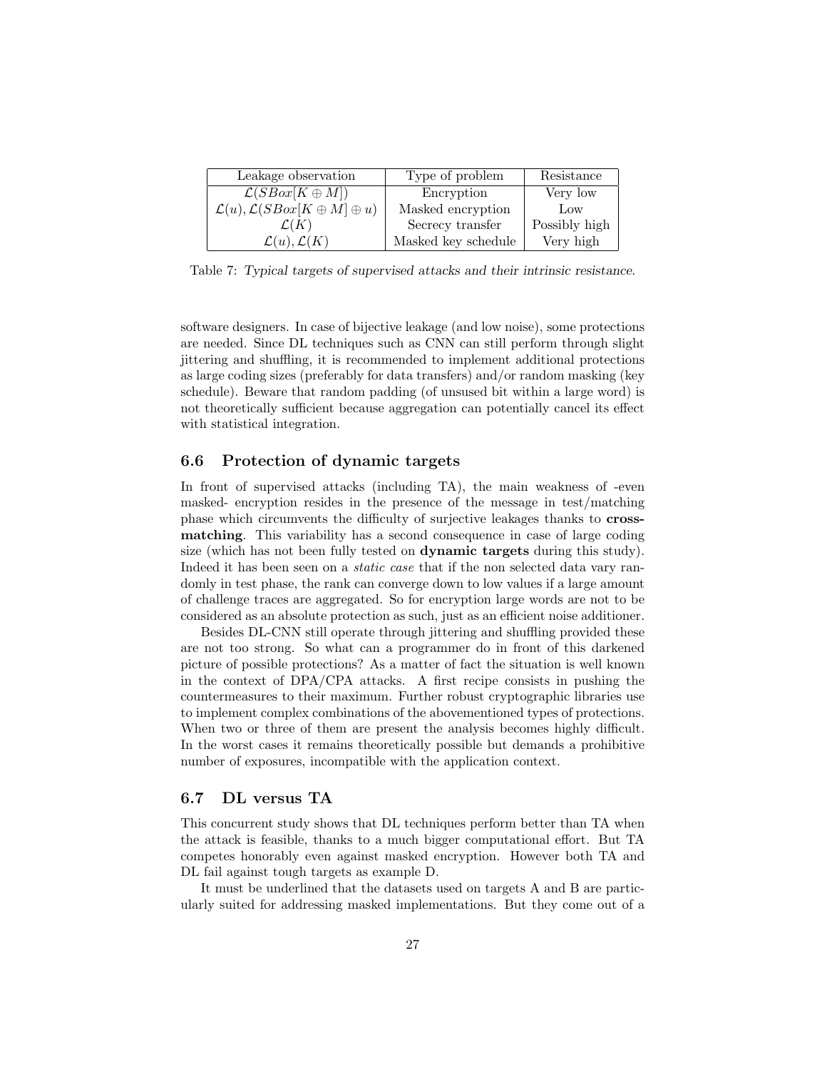| Leakage observation | Type of problem | Resistance |
|---|---|---|
| $\mathcal{L}(SBox[K \oplus M])$ | Encryption | Very low |
| $\mathcal{L}(u), \mathcal{L}(SBox[K \oplus M] \oplus u)$ | Masked encryption | Low |
| $\mathcal{L}(K)$ | Secrecy transfer | Possibly high |
| $\mathcal{L}(u), \mathcal{L}(K)$ | Masked key schedule | Very high |

Table 7: *Typical targets of supervised attacks and their intrinsic resistance.*

software designers. In case of bijective leakage (and low noise), some protections are needed. Since DL techniques such as CNN can still perform through slight jittering and shuffling, it is recommended to implement additional protections as large coding sizes (preferably for data transfers) and/or random masking (key schedule). Beware that random padding (of unsused bit within a large word) is not theoretically sufficient because aggregation can potentially cancel its effect with statistical integration.

### 6.6 Protection of dynamic targets

In front of supervised attacks (including TA), the main weakness of -even masked- encryption resides in the presence of the message in test/matching phase which circumvents the difficulty of surjective leakages thanks to **cross-matching**. This variability has a second consequence in case of large coding size (which has not been fully tested on **dynamic targets** during this study). Indeed it has been seen on a *static case* that if the non selected data vary randomly in test phase, the rank can converge down to low values if a large amount of challenge traces are aggregated. So for encryption large words are not to be considered as an absolute protection as such, just as an efficient noise additioner.

Besides DL-CNN still operate through jittering and shuffling provided these are not too strong. So what can a programmer do in front of this darkened picture of possible protections? As a matter of fact the situation is well known in the context of DPA/CPA attacks. A first recipe consists in pushing the countermeasures to their maximum. Further robust cryptographic libraries use to implement complex combinations of the abovementioned types of protections. When two or three of them are present the analysis becomes highly difficult. In the worst cases it remains theoretically possible but demands a prohibitive number of exposures, incompatible with the application context.

### 6.7 DL versus TA

This concurrent study shows that DL techniques perform better than TA when the attack is feasible, thanks to a much bigger computational effort. But TA competes honorably even against masked encryption. However both TA and DL fail against tough targets as example D.

It must be underlined that the datasets used on targets A and B are particularly suited for addressing masked implementations. But they come out of a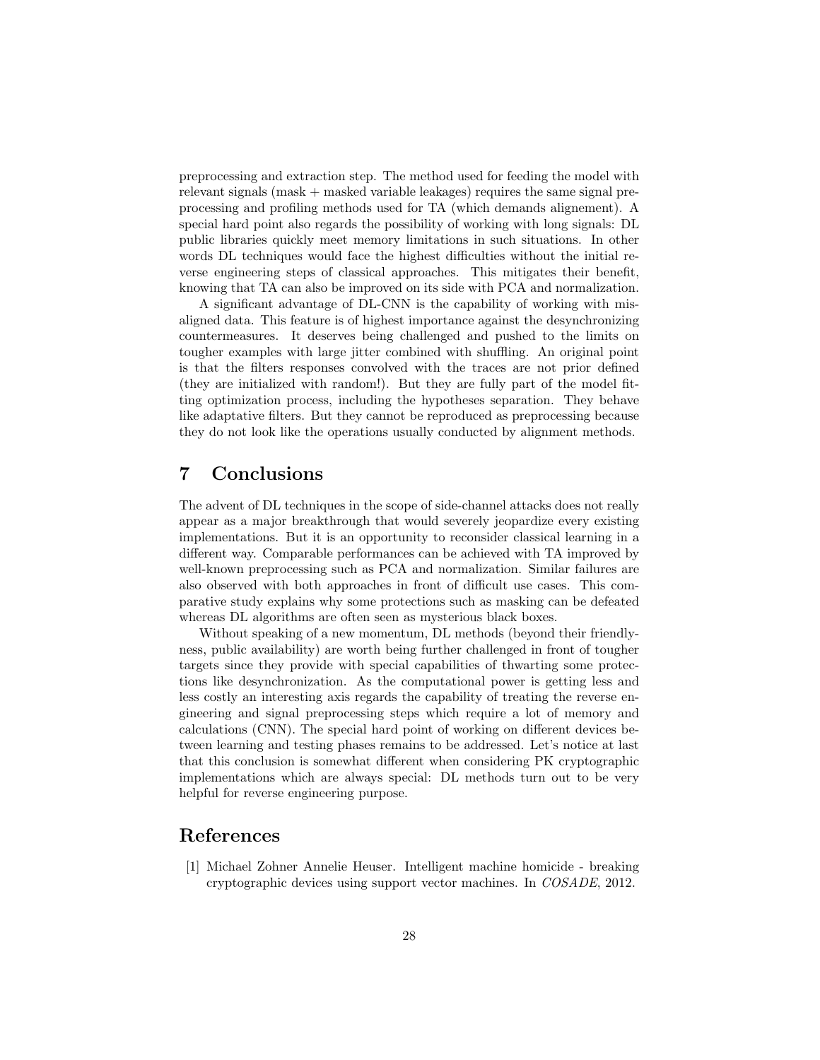preprocessing and extraction step. The method used for feeding the model with relevant signals (mask + masked variable leakages) requires the same signal preprocessing and profiling methods used for TA (which demands alignement). A special hard point also regards the possibility of working with long signals: DL public libraries quickly meet memory limitations in such situations. In other words DL techniques would face the highest difficulties without the initial reverse engineering steps of classical approaches. This mitigates their benefit, knowing that TA can also be improved on its side with PCA and normalization.

A significant advantage of DL-CNN is the capability of working with misaligned data. This feature is of highest importance against the desynchronizing countermeasures. It deserves being challenged and pushed to the limits on tougher examples with large jitter combined with shuffling. An original point is that the filters responses convolved with the traces are not prior defined (they are initialized with random!). But they are fully part of the model fitting optimization process, including the hypotheses separation. They behave like adaptative filters. But they cannot be reproduced as preprocessing because they do not look like the operations usually conducted by alignment methods.

# 7 Conclusions

The advent of DL techniques in the scope of side-channel attacks does not really appear as a major breakthrough that would severely jeopardize every existing implementations. But it is an opportunity to reconsider classical learning in a different way. Comparable performances can be achieved with TA improved by well-known preprocessing such as PCA and normalization. Similar failures are also observed with both approaches in front of difficult use cases. This comparative study explains why some protections such as masking can be defeated whereas DL algorithms are often seen as mysterious black boxes.

Without speaking of a new momentum, DL methods (beyond their friendlyness, public availability) are worth being further challenged in front of tougher targets since they provide with special capabilities of thwarting some protections like desynchronization. As the computational power is getting less and less costly an interesting axis regards the capability of treating the reverse engineering and signal preprocessing steps which require a lot of memory and calculations (CNN). The special hard point of working on different devices between learning and testing phases remains to be addressed. Let's notice at last that this conclusion is somewhat different when considering PK cryptographic implementations which are always special: DL methods turn out to be very helpful for reverse engineering purpose.

# References

[1] Michael Zohner Annelie Heuser. Intelligent machine homicide - breaking cryptographic devices using support vector machines. In *COSADE*, 2012.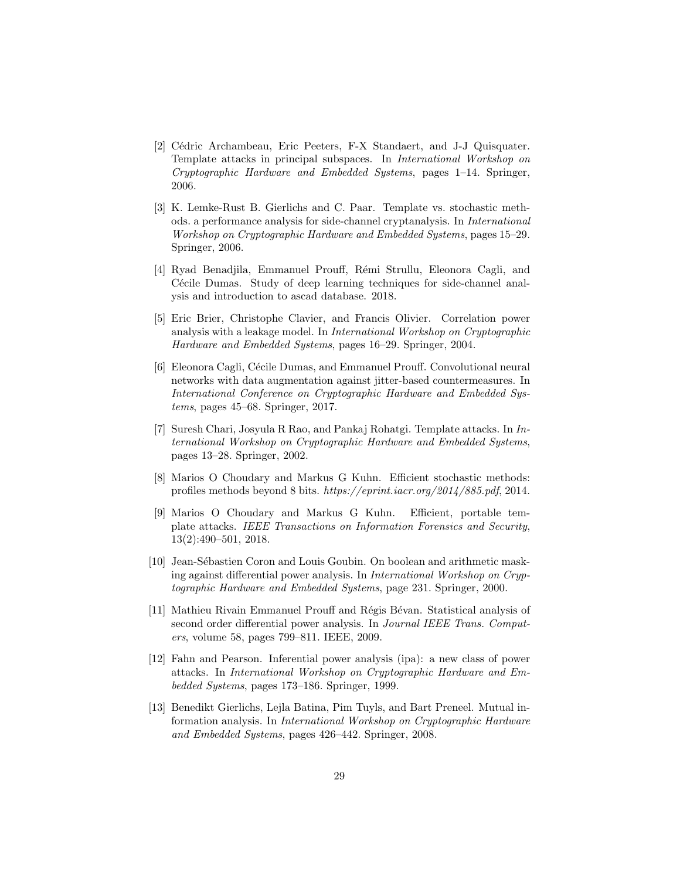[2] Cédric Archambeau, Eric Peeters, F-X Standaert, and J-J Quisquater. Template attacks in principal subspaces. In *International Workshop on Cryptographic Hardware and Embedded Systems*, pages 1–14. Springer, 2006.

[3] K. Lemke-Rust B. Gierlichs and C. Paar. Template vs. stochastic methods. a performance analysis for side-channel cryptanalysis. In *International Workshop on Cryptographic Hardware and Embedded Systems*, pages 15–29. Springer, 2006.

[4] Ryad Benadjila, Emmanuel Prouff, Rémi Strullu, Eleonora Cagli, and Cécile Dumas. Study of deep learning techniques for side-channel analysis and introduction to ascad database. 2018.

[5] Eric Brier, Christophe Clavier, and Francis Olivier. Correlation power analysis with a leakage model. In *International Workshop on Cryptographic Hardware and Embedded Systems*, pages 16–29. Springer, 2004.

[6] Eleonora Cagli, Cécile Dumas, and Emmanuel Prouff. Convolutional neural networks with data augmentation against jitter-based countermeasures. In *International Conference on Cryptographic Hardware and Embedded Systems*, pages 45–68. Springer, 2017.

[7] Suresh Chari, Josyula R Rao, and Pankaj Rohatgi. Template attacks. In *International Workshop on Cryptographic Hardware and Embedded Systems*, pages 13–28. Springer, 2002.

[8] Marios O Choudary and Markus G Kuhn. Efficient stochastic methods: profiles methods beyond 8 bits. *https://eprint.iacr.org/2014/885.pdf*, 2014.

[9] Marios O Choudary and Markus G Kuhn. Efficient, portable template attacks. *IEEE Transactions on Information Forensics and Security*, 13(2):490–501, 2018.

[10] Jean-Sébastien Coron and Louis Goubin. On boolean and arithmetic masking against differential power analysis. In *International Workshop on Cryptographic Hardware and Embedded Systems*, page 231. Springer, 2000.

[11] Mathieu Rivain Emmanuel Prouff and Régis Bévan. Statistical analysis of second order differential power analysis. In *Journal IEEE Trans. Computers*, volume 58, pages 799–811. IEEE, 2009.

[12] Fahn and Pearson. Inferential power analysis (ipa): a new class of power attacks. In *International Workshop on Cryptographic Hardware and Embedded Systems*, pages 173–186. Springer, 1999.

[13] Benedikt Gierlichs, Lejla Batina, Pim Tuyls, and Bart Preneel. Mutual information analysis. In *International Workshop on Cryptographic Hardware and Embedded Systems*, pages 426–442. Springer, 2008.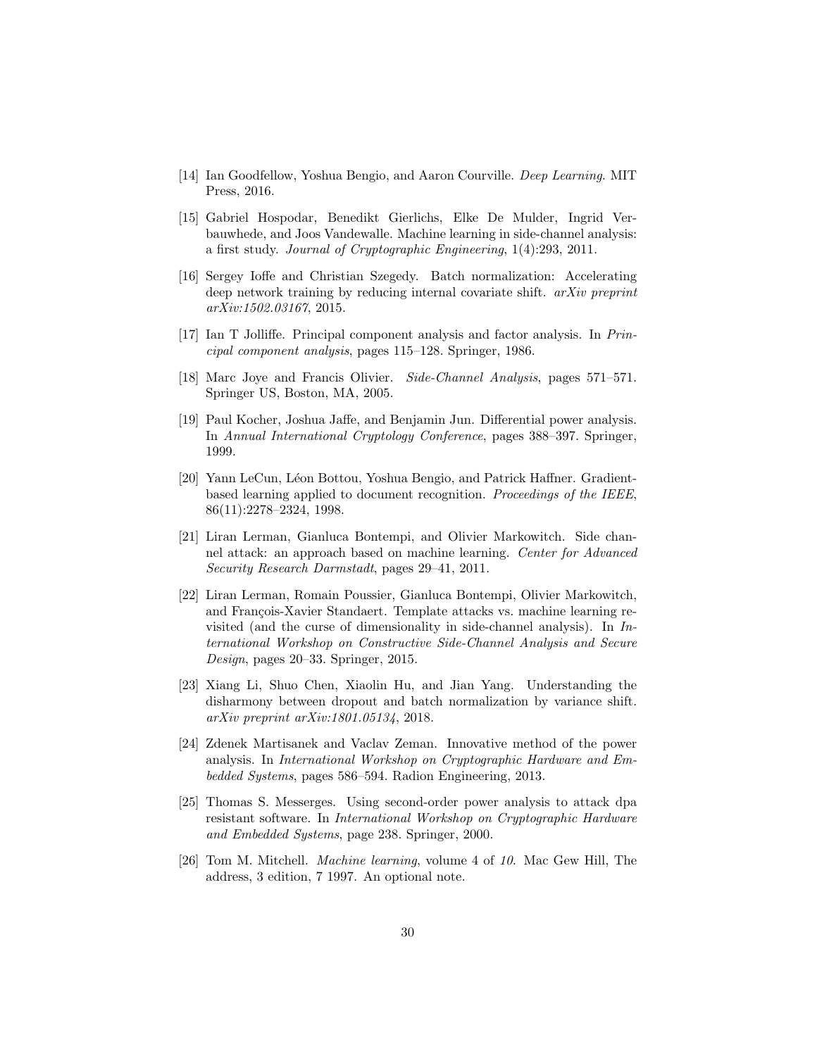[14] Ian Goodfellow, Yoshua Bengio, and Aaron Courville. *Deep Learning*. MIT Press, 2016.

[15] Gabriel Hospodar, Benedikt Gierlichs, Elke De Mulder, Ingrid Verbauwhede, and Joos Vandewalle. Machine learning in side-channel analysis: a first study. *Journal of Cryptographic Engineering*, 1(4):293, 2011.

[16] Sergey Ioffe and Christian Szegedy. Batch normalization: Accelerating deep network training by reducing internal covariate shift. *arXiv preprint arXiv:1502.03167*, 2015.

[17] Ian T Jolliffe. Principal component analysis and factor analysis. In *Principal component analysis*, pages 115–128. Springer, 1986.

[18] Marc Joye and Francis Olivier. *Side-Channel Analysis*, pages 571–571. Springer US, Boston, MA, 2005.

[19] Paul Kocher, Joshua Jaffe, and Benjamin Jun. Differential power analysis. In *Annual International Cryptology Conference*, pages 388–397. Springer, 1999.

[20] Yann LeCun, Léon Bottou, Yoshua Bengio, and Patrick Haffner. Gradient-based learning applied to document recognition. *Proceedings of the IEEE*, 86(11):2278–2324, 1998.

[21] Liran Lerman, Gianluca Bontempi, and Olivier Markowitch. Side channel attack: an approach based on machine learning. *Center for Advanced Security Research Darmstadt*, pages 29–41, 2011.

[22] Liran Lerman, Romain Poussier, Gianluca Bontempi, Olivier Markowitch, and François-Xavier Standaert. Template attacks vs. machine learning revisited (and the curse of dimensionality in side-channel analysis). In *International Workshop on Constructive Side-Channel Analysis and Secure Design*, pages 20–33. Springer, 2015.

[23] Xiang Li, Shuo Chen, Xiaolin Hu, and Jian Yang. Understanding the disharmony between dropout and batch normalization by variance shift. *arXiv preprint arXiv:1801.05134*, 2018.

[24] Zdenek Martisanek and Vaclav Zeman. Innovative method of the power analysis. In *International Workshop on Cryptographic Hardware and Embedded Systems*, pages 586–594. Radion Engineering, 2013.

[25] Thomas S. Messerges. Using second-order power analysis to attack dpa resistant software. In *International Workshop on Cryptographic Hardware and Embedded Systems*, page 238. Springer, 2000.

[26] Tom M. Mitchell. *Machine learning*, volume 4 of *10*. Mac Gew Hill, The address, 3 edition, 7 1997. An optional note.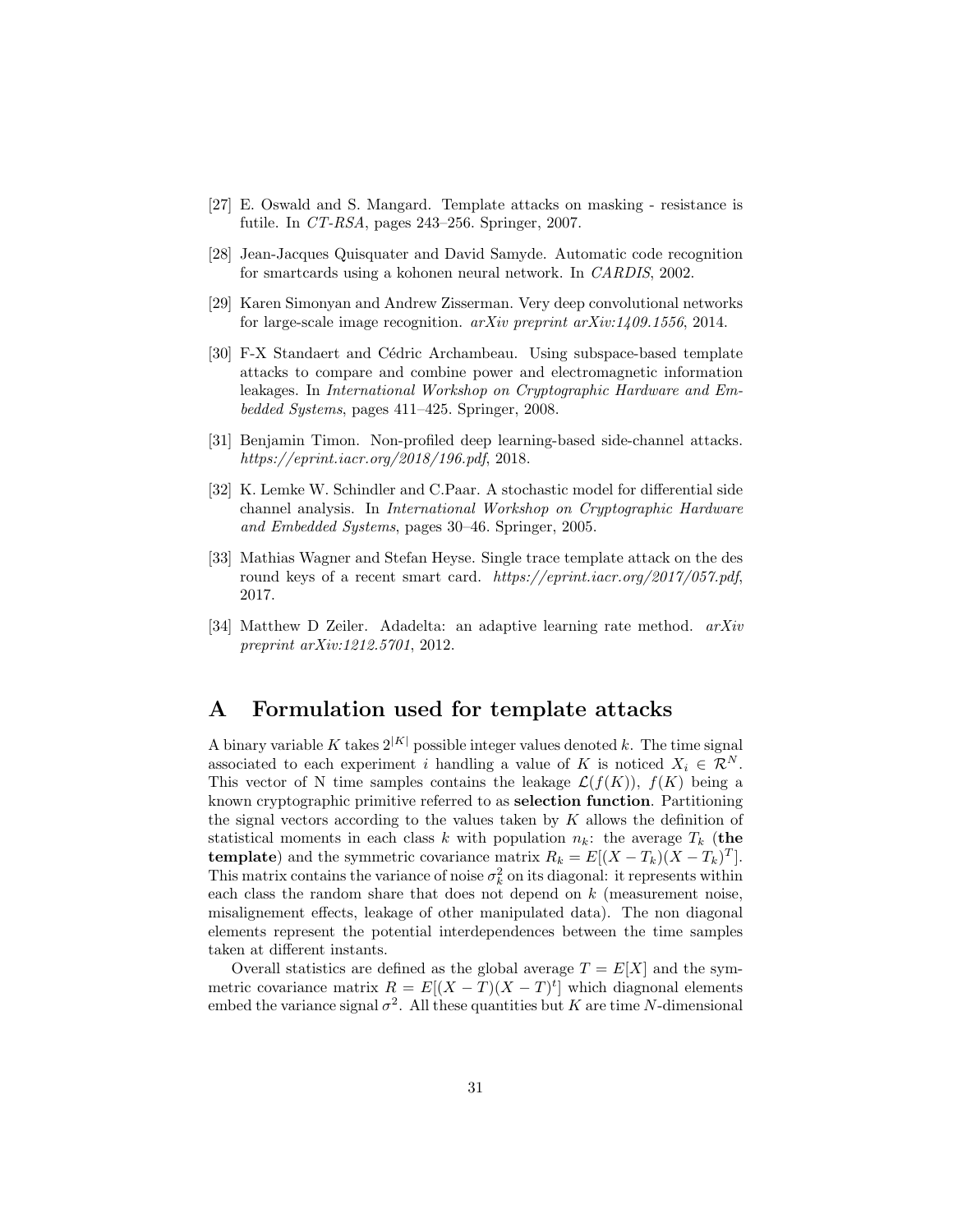[27] E. Oswald and S. Mangard. Template attacks on masking - resistance is futile. In *CT-RSA*, pages 243–256. Springer, 2007.

[28] Jean-Jacques Quisquater and David Samyde. Automatic code recognition for smartcards using a kohonen neural network. In *CARDIS*, 2002.

[29] Karen Simonyan and Andrew Zisserman. Very deep convolutional networks for large-scale image recognition. *arXiv preprint arXiv:1409.1556*, 2014.

[30] F-X Standaert and Cédric Archambeau. Using subspace-based template attacks to compare and combine power and electromagnetic information leakages. In *International Workshop on Cryptographic Hardware and Embedded Systems*, pages 411–425. Springer, 2008.

[31] Benjamin Timon. Non-profiled deep learning-based side-channel attacks. *https://eprint.iacr.org/2018/196.pdf*, 2018.

[32] K. Lemke W. Schindler and C.Paar. A stochastic model for differential side channel analysis. In *International Workshop on Cryptographic Hardware and Embedded Systems*, pages 30–46. Springer, 2005.

[33] Mathias Wagner and Stefan Heyse. Single trace template attack on the des round keys of a recent smart card. *https://eprint.iacr.org/2017/057.pdf*, 2017.

[34] Matthew D Zeiler. Adadelta: an adaptive learning rate method. *arXiv preprint arXiv:1212.5701*, 2012.

# A Formulation used for template attacks

A binary variable $K$ takes $2^{|K|}$ possible integer values denoted $k$. The time signal associated to each experiment $i$ handling a value of $K$ is noticed $X_i \in \mathcal{R}^N$. This vector of N time samples contains the leakage $\mathcal{L}(f(K))$, $f(K)$ being a known cryptographic primitive referred to as **selection function**. Partitioning the signal vectors according to the values taken by $K$ allows the definition of statistical moments in each class $k$ with population $n_k$: the average $T_k$ (**the template**) and the symmetric covariance matrix $R_k = E[(X - T_k)(X - T_k)^T]$. This matrix contains the variance of noise $\sigma_k^2$ on its diagonal: it represents within each class the random share that does not depend on $k$ (measurement noise, misalignement effects, leakage of other manipulated data). The non diagonal elements represent the potential interdependences between the time samples taken at different instants.

Overall statistics are defined as the global average $T = E[X]$ and the symmetric covariance matrix $R = E[(X - T)(X - T)^t]$ which diagnonal elements embed the variance signal $\sigma^2$. All these quantities but $K$ are time $N$-dimensional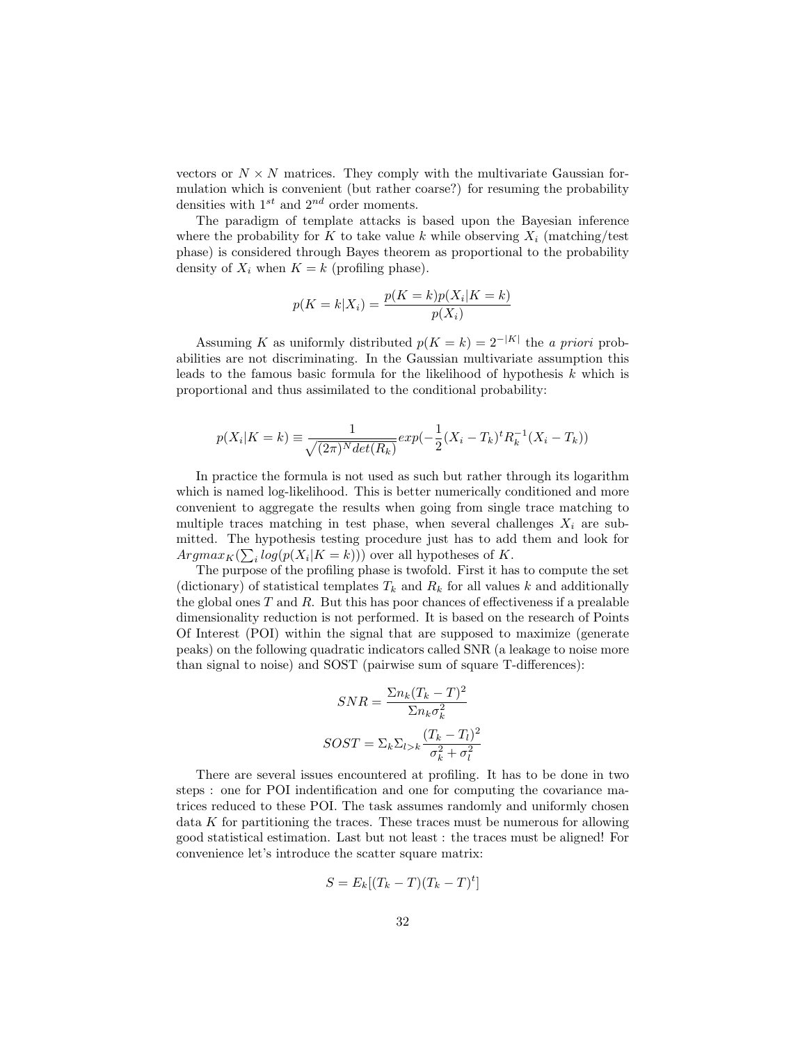vectors or $N \times N$ matrices. They comply with the multivariate Gaussian formulation which is convenient (but rather coarse?) for resuming the probability densities with $1^{st}$ and $2^{nd}$ order moments.

The paradigm of template attacks is based upon the Bayesian inference where the probability for $K$ to take value $k$ while observing $X_i$ (matching/test phase) is considered through Bayes theorem as proportional to the probability density of $X_i$ when $K = k$ (profiling phase).

$$p(K = k|X_i) = \frac{p(K = k)p(X_i|K = k)}{p(X_i)}$$

Assuming $K$ as uniformly distributed $p(K = k) = 2^{-|K|}$ the *a priori* probabilities are not discriminating. In the Gaussian multivariate assumption this leads to the famous basic formula for the likelihood of hypothesis $k$ which is proportional and thus assimilated to the conditional probability:

$$p(X_i|K = k) \equiv \frac{1}{\sqrt{(2\pi)^N det(R_k)}} exp(-\frac{1}{2}(X_i - T_k)^t R_k^{-1}(X_i - T_k))$$

In practice the formula is not used as such but rather through its logarithm which is named log-likelihood. This is better numerically conditioned and more convenient to aggregate the results when going from single trace matching to multiple traces matching in test phase, when several challenges $X_i$ are submitted. The hypothesis testing procedure just has to add them and look for $Argmax_K(\sum_i log(p(X_i|K = k)))$ over all hypotheses of $K$.

The purpose of the profiling phase is twofold. First it has to compute the set (dictionary) of statistical templates $T_k$ and $R_k$ for all values $k$ and additionally the global ones $T$ and $R$. But this has poor chances of effectiveness if a prealable dimensionality reduction is not performed. It is based on the research of Points Of Interest (POI) within the signal that are supposed to maximize (generate peaks) on the following quadratic indicators called SNR (a leakage to noise more than signal to noise) and SOST (pairwise sum of square T-differences):

$$SNR = \frac{\Sigma n_k (T_k - T)^2}{\Sigma n_k \sigma_k^2}$$

$$SOST = \Sigma_k \Sigma_{l>k} \frac{(T_k - T_l)^2}{\sigma_k^2 + \sigma_l^2}$$

There are several issues encountered at profiling. It has to be done in two steps : one for POI indentification and one for computing the covariance matrices reduced to these POI. The task assumes randomly and uniformly chosen data $K$ for partitioning the traces. These traces must be numerous for allowing good statistical estimation. Last but not least : the traces must be aligned! For convenience let's introduce the scatter square matrix:

$$S = E_k[(T_k - T)(T_k - T)^t]$$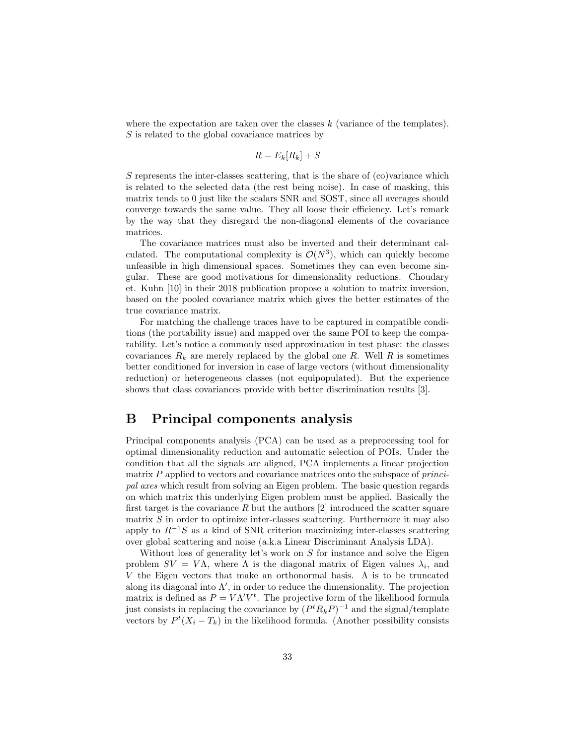where the expectation are taken over the classes $k$ (variance of the templates). $S$ is related to the global covariance matrices by

$$R = E_k[R_k] + S$$

$S$ represents the inter-classes scattering, that is the share of (co)variance which is related to the selected data (the rest being noise). In case of masking, this matrix tends to 0 just like the scalars SNR and SOST, since all averages should converge towards the same value. They all loose their efficiency. Let's remark by the way that they disregard the non-diagonal elements of the covariance matrices.

The covariance matrices must also be inverted and their determinant calculated. The computational complexity is $\mathcal{O}(N^3)$, which can quickly become unfeasible in high dimensional spaces. Sometimes they can even become singular. These are good motivations for dimensionality reductions. Choudary et. Kuhn [10] in their 2018 publication propose a solution to matrix inversion, based on the pooled covariance matrix which gives the better estimates of the true covariance matrix.

For matching the challenge traces have to be captured in compatible conditions (the portability issue) and mapped over the same POI to keep the comparability. Let's notice a commonly used approximation in test phase: the classes covariances $R_k$ are merely replaced by the global one $R$. Well $R$ is sometimes better conditioned for inversion in case of large vectors (without dimensionality reduction) or heterogeneous classes (not equipopulated). But the experience shows that class covariances provide with better discrimination results [3].

# B Principal components analysis

Principal components analysis (PCA) can be used as a preprocessing tool for optimal dimensionality reduction and automatic selection of POIs. Under the condition that all the signals are aligned, PCA implements a linear projection matrix $P$ applied to vectors and covariance matrices onto the subspace of *principal axes* which result from solving an Eigen problem. The basic question regards on which matrix this underlying Eigen problem must be applied. Basically the first target is the covariance $R$ but the authors [2] introduced the scatter square matrix $S$ in order to optimize inter-classes scattering. Furthermore it may also apply to $R^{-1}S$ as a kind of SNR criterion maximizing inter-classes scattering over global scattering and noise (a.k.a Linear Discriminant Analysis LDA).

Without loss of generality let's work on $S$ for instance and solve the Eigen problem $SV = V\Lambda$, where $\Lambda$ is the diagonal matrix of Eigen values $\lambda_i$, and $V$ the Eigen vectors that make an orthonormal basis. $\Lambda$ is to be truncated along its diagonal into $\Lambda'$, in order to reduce the dimensionality. The projection matrix is defined as $P = V\Lambda'V^t$. The projective form of the likelihood formula just consists in replacing the covariance by $(P^tR_kP)^{-1}$ and the signal/template vectors by $P^t(X_i - T_k)$ in the likelihood formula. (Another possibility consists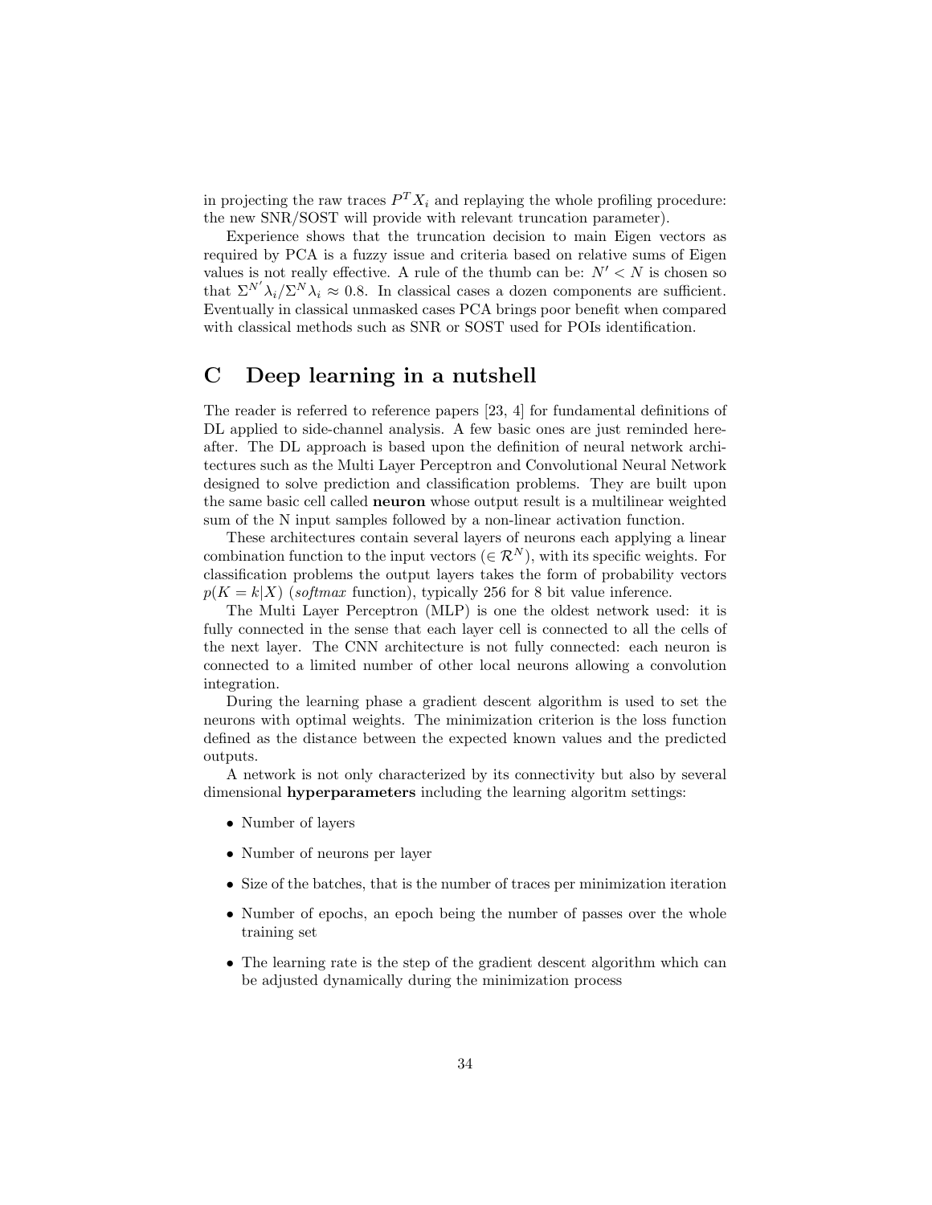in projecting the raw traces $P^T X_i$ and replaying the whole profiling procedure: the new SNR/SOST will provide with relevant truncation parameter).

Experience shows that the truncation decision to main Eigen vectors as required by PCA is a fuzzy issue and criteria based on relative sums of Eigen values is not really effective. A rule of the thumb can be: $N' < N$ is chosen so that $\Sigma^{N'} \lambda_i / \Sigma^{N} \lambda_i \approx 0.8$. In classical cases a dozen components are sufficient. Eventually in classical unmasked cases PCA brings poor benefit when compared with classical methods such as SNR or SOST used for POIs identification.

# C Deep learning in a nutshell

The reader is referred to reference papers [23, 4] for fundamental definitions of DL applied to side-channel analysis. A few basic ones are just reminded hereafter. The DL approach is based upon the definition of neural network architectures such as the Multi Layer Perceptron and Convolutional Neural Network designed to solve prediction and classification problems. They are built upon the same basic cell called **neuron** whose output result is a multilinear weighted sum of the N input samples followed by a non-linear activation function.

These architectures contain several layers of neurons each applying a linear combination function to the input vectors ($\in \mathcal{R}^N$), with its specific weights. For classification problems the output layers takes the form of probability vectors $p(K = k|X)$ (*softmax* function), typically 256 for 8 bit value inference.

The Multi Layer Perceptron (MLP) is one the oldest network used: it is fully connected in the sense that each layer cell is connected to all the cells of the next layer. The CNN architecture is not fully connected: each neuron is connected to a limited number of other local neurons allowing a convolution integration.

During the learning phase a gradient descent algorithm is used to set the neurons with optimal weights. The minimization criterion is the loss function defined as the distance between the expected known values and the predicted outputs.

A network is not only characterized by its connectivity but also by several dimensional **hyperparameters** including the learning algoritm settings:

- Number of layers
- Number of neurons per layer
- Size of the batches, that is the number of traces per minimization iteration
- Number of epochs, an epoch being the number of passes over the whole training set
- The learning rate is the step of the gradient descent algorithm which can be adjusted dynamically during the minimization process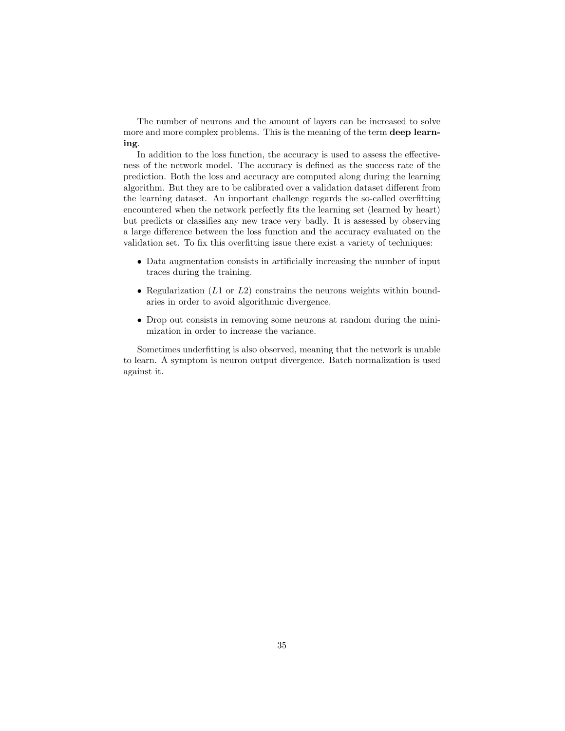The number of neurons and the amount of layers can be increased to solve more and more complex problems. This is the meaning of the term **deep learning**.

In addition to the loss function, the accuracy is used to assess the effectiveness of the network model. The accuracy is defined as the success rate of the prediction. Both the loss and accuracy are computed along during the learning algorithm. But they are to be calibrated over a validation dataset different from the learning dataset. An important challenge regards the so-called overfitting encountered when the network perfectly fits the learning set (learned by heart) but predicts or classifies any new trace very badly. It is assessed by observing a large difference between the loss function and the accuracy evaluated on the validation set. To fix this overfitting issue there exist a variety of techniques:

- Data augmentation consists in artificially increasing the number of input traces during the training.
- Regularization ($L1$ or $L2$) constrains the neurons weights within boundaries in order to avoid algorithmic divergence.
- Drop out consists in removing some neurons at random during the minimization in order to increase the variance.

Sometimes underfitting is also observed, meaning that the network is unable to learn. A symptom is neuron output divergence. Batch normalization is used against it.